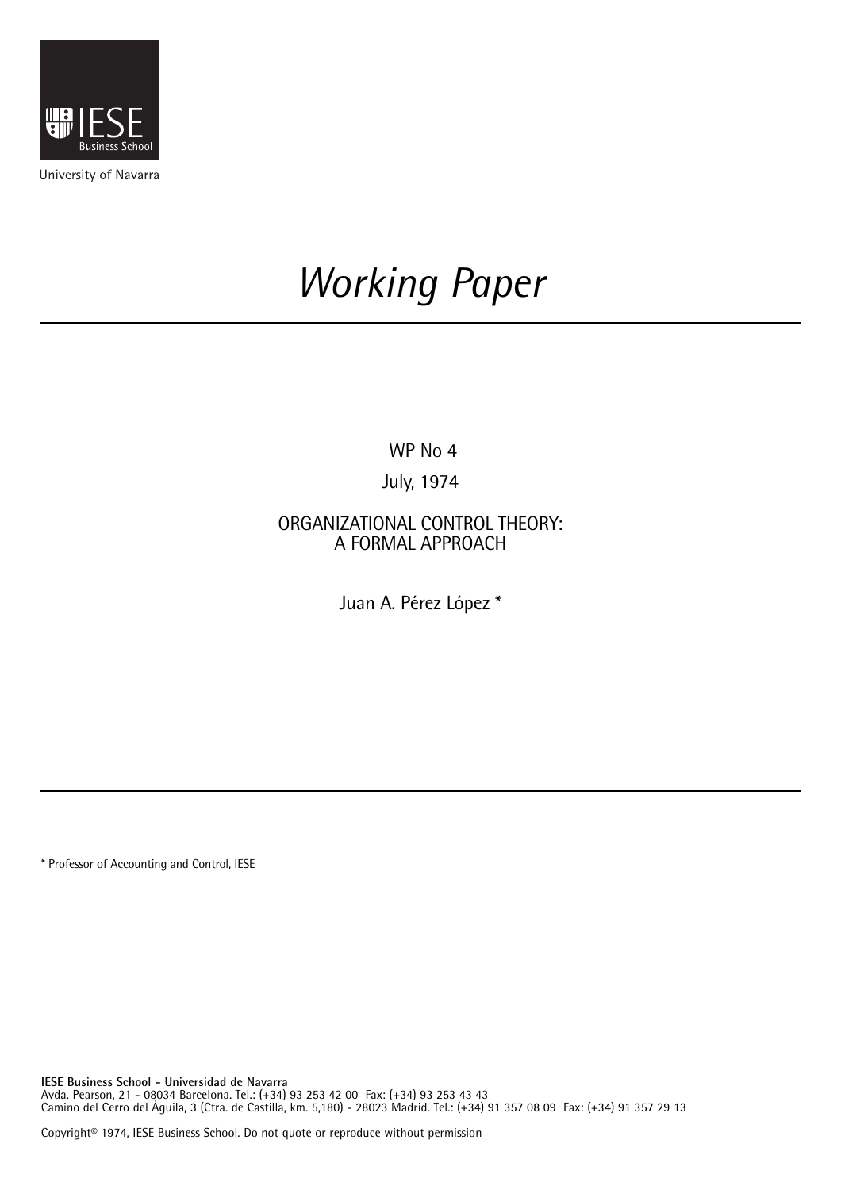IESE Business School

University of Navarra

# *Working Paper*

WP No 4

July, 1974

## ORGANIZATIONAL CONTROL THEORY: A FORMAL APPROACH

Juan A. Pérez López *

* Professor of Accounting and Control, IESE

**IESE Business School - Universidad de Navarra**
Avda. Pearson, 21 - 08034 Barcelona. Tel.: (+34) 93 253 42 00 Fax: (+34) 93 253 43 43
Camino del Cerro del Águila, 3 (Ctra. de Castilla, km. 5,180) - 28023 Madrid. Tel.: (+34) 91 357 08 09 Fax: (+34) 91 357 29 13

Copyright© 1974, IESE Business School. Do not quote or reproduce without permission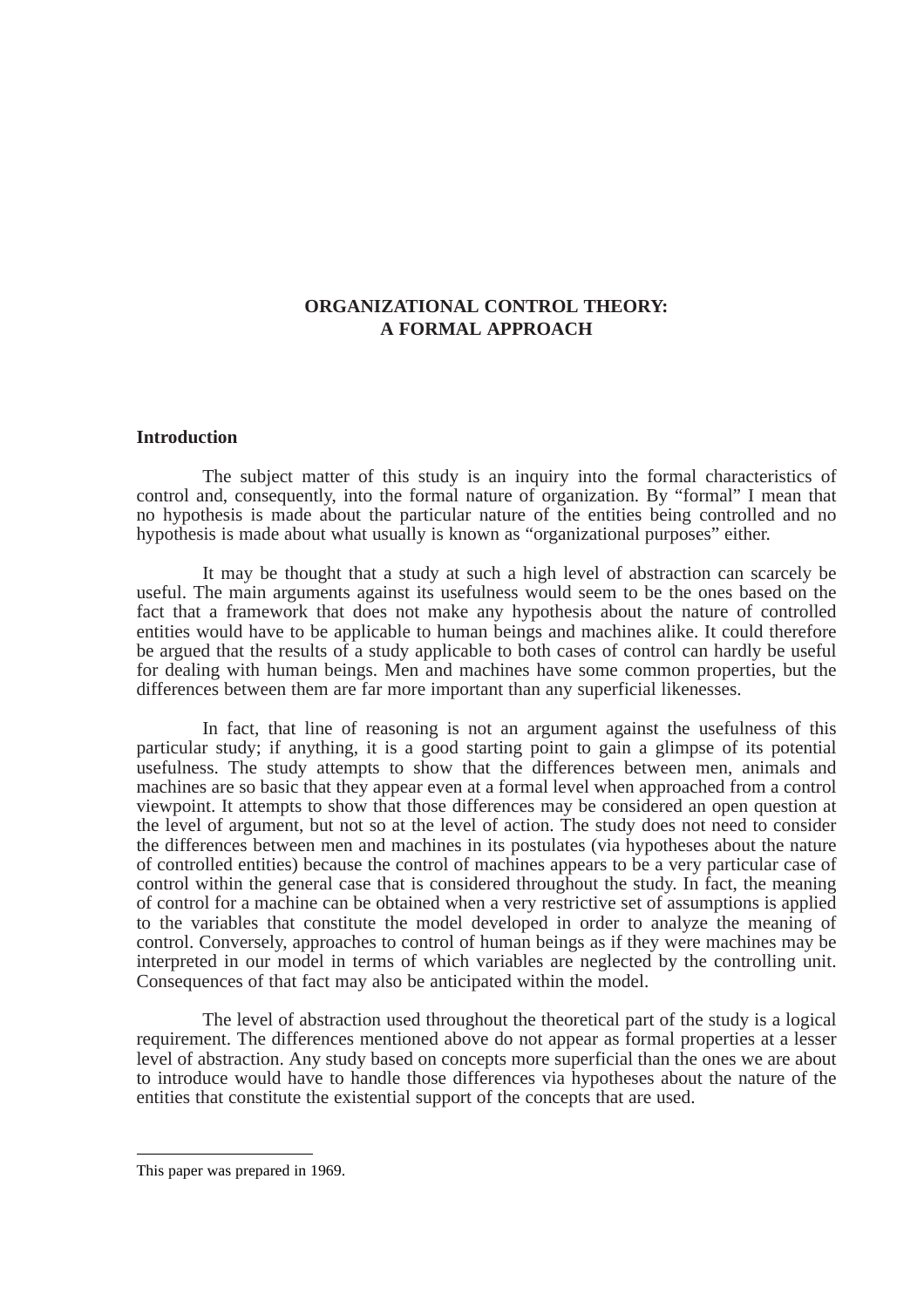# ORGANIZATIONAL CONTROL THEORY: A FORMAL APPROACH

## Introduction

The subject matter of this study is an inquiry into the formal characteristics of control and, consequently, into the formal nature of organization. By "formal" I mean that no hypothesis is made about the particular nature of the entities being controlled and no hypothesis is made about what usually is known as "organizational purposes" either.

It may be thought that a study at such a high level of abstraction can scarcely be useful. The main arguments against its usefulness would seem to be the ones based on the fact that a framework that does not make any hypothesis about the nature of controlled entities would have to be applicable to human beings and machines alike. It could therefore be argued that the results of a study applicable to both cases of control can hardly be useful for dealing with human beings. Men and machines have some common properties, but the differences between them are far more important than any superficial likenesses.

In fact, that line of reasoning is not an argument against the usefulness of this particular study; if anything, it is a good starting point to gain a glimpse of its potential usefulness. The study attempts to show that the differences between men, animals and machines are so basic that they appear even at a formal level when approached from a control viewpoint. It attempts to show that those differences may be considered an open question at the level of argument, but not so at the level of action. The study does not need to consider the differences between men and machines in its postulates (via hypotheses about the nature of controlled entities) because the control of machines appears to be a very particular case of control within the general case that is considered throughout the study. In fact, the meaning of control for a machine can be obtained when a very restrictive set of assumptions is applied to the variables that constitute the model developed in order to analyze the meaning of control. Conversely, approaches to control of human beings as if they were machines may be interpreted in our model in terms of which variables are neglected by the controlling unit. Consequences of that fact may also be anticipated within the model.

The level of abstraction used throughout the theoretical part of the study is a logical requirement. The differences mentioned above do not appear as formal properties at a lesser level of abstraction. Any study based on concepts more superficial than the ones we are about to introduce would have to handle those differences via hypotheses about the nature of the entities that constitute the existential support of the concepts that are used.

---

This paper was prepared in 1969.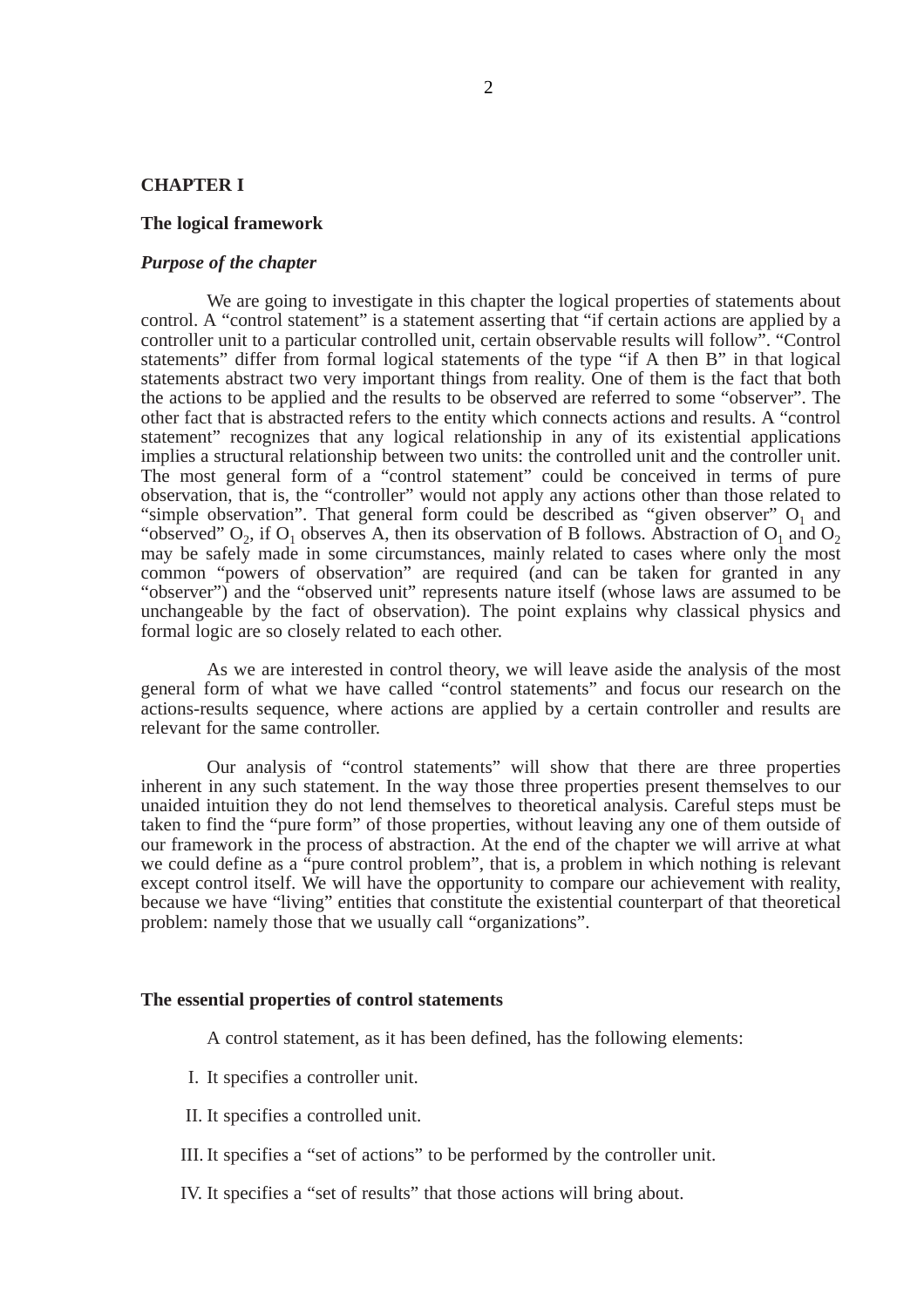## CHAPTER I

## The logical framework

### *Purpose of the chapter*

We are going to investigate in this chapter the logical properties of statements about control. A “control statement” is a statement asserting that “if certain actions are applied by a controller unit to a particular controlled unit, certain observable results will follow”. “Control statements” differ from formal logical statements of the type “if A then B” in that logical statements abstract two very important things from reality. One of them is the fact that both the actions to be applied and the results to be observed are referred to some “observer”. The other fact that is abstracted refers to the entity which connects actions and results. A “control statement” recognizes that any logical relationship in any of its existential applications implies a structural relationship between two units: the controlled unit and the controller unit. The most general form of a “control statement” could be conceived in terms of pure observation, that is, the “controller” would not apply any actions other than those related to “simple observation”. That general form could be described as “given observer” $O_1$ and “observed” $O_2$, if $O_1$ observes A, then its observation of B follows. Abstraction of $O_1$ and $O_2$ may be safely made in some circumstances, mainly related to cases where only the most common “powers of observation” are required (and can be taken for granted in any “observer”) and the “observed unit” represents nature itself (whose laws are assumed to be unchangeable by the fact of observation). The point explains why classical physics and formal logic are so closely related to each other.

As we are interested in control theory, we will leave aside the analysis of the most general form of what we have called “control statements” and focus our research on the actions-results sequence, where actions are applied by a certain controller and results are relevant for the same controller.

Our analysis of “control statements” will show that there are three properties inherent in any such statement. In the way those three properties present themselves to our unaided intuition they do not lend themselves to theoretical analysis. Careful steps must be taken to find the “pure form” of those properties, without leaving any one of them outside of our framework in the process of abstraction. At the end of the chapter we will arrive at what we could define as a “pure control problem”, that is, a problem in which nothing is relevant except control itself. We will have the opportunity to compare our achievement with reality, because we have “living” entities that constitute the existential counterpart of that theoretical problem: namely those that we usually call “organizations”.

### The essential properties of control statements

A control statement, as it has been defined, has the following elements:

I. It specifies a controller unit.

II. It specifies a controlled unit.

III. It specifies a “set of actions” to be performed by the controller unit.

IV. It specifies a “set of results” that those actions will bring about.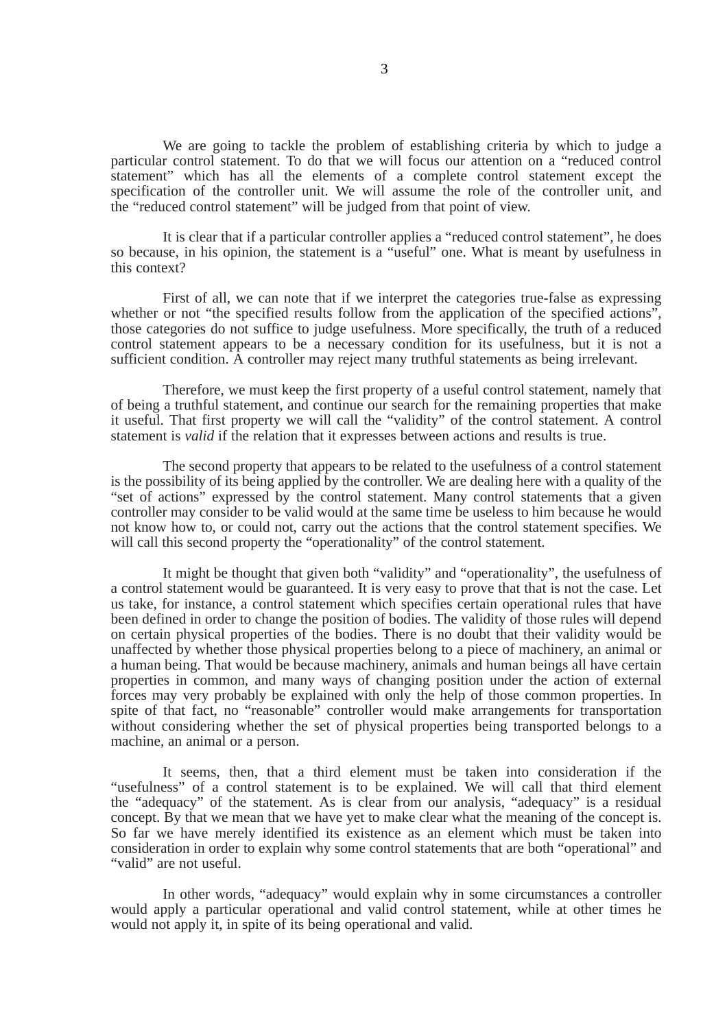We are going to tackle the problem of establishing criteria by which to judge a particular control statement. To do that we will focus our attention on a "reduced control statement" which has all the elements of a complete control statement except the specification of the controller unit. We will assume the role of the controller unit, and the "reduced control statement" will be judged from that point of view.

It is clear that if a particular controller applies a "reduced control statement", he does so because, in his opinion, the statement is a "useful" one. What is meant by usefulness in this context?

First of all, we can note that if we interpret the categories true-false as expressing whether or not "the specified results follow from the application of the specified actions", those categories do not suffice to judge usefulness. More specifically, the truth of a reduced control statement appears to be a necessary condition for its usefulness, but it is not a sufficient condition. A controller may reject many truthful statements as being irrelevant.

Therefore, we must keep the first property of a useful control statement, namely that of being a truthful statement, and continue our search for the remaining properties that make it useful. That first property we will call the "validity" of the control statement. A control statement is *valid* if the relation that it expresses between actions and results is true.

The second property that appears to be related to the usefulness of a control statement is the possibility of its being applied by the controller. We are dealing here with a quality of the "set of actions" expressed by the control statement. Many control statements that a given controller may consider to be valid would at the same time be useless to him because he would not know how to, or could not, carry out the actions that the control statement specifies. We will call this second property the "operationality" of the control statement.

It might be thought that given both "validity" and "operationality", the usefulness of a control statement would be guaranteed. It is very easy to prove that that is not the case. Let us take, for instance, a control statement which specifies certain operational rules that have been defined in order to change the position of bodies. The validity of those rules will depend on certain physical properties of the bodies. There is no doubt that their validity would be unaffected by whether those physical properties belong to a piece of machinery, an animal or a human being. That would be because machinery, animals and human beings all have certain properties in common, and many ways of changing position under the action of external forces may very probably be explained with only the help of those common properties. In spite of that fact, no "reasonable" controller would make arrangements for transportation without considering whether the set of physical properties being transported belongs to a machine, an animal or a person.

It seems, then, that a third element must be taken into consideration if the "usefulness" of a control statement is to be explained. We will call that third element the "adequacy" of the statement. As is clear from our analysis, "adequacy" is a residual concept. By that we mean that we have yet to make clear what the meaning of the concept is. So far we have merely identified its existence as an element which must be taken into consideration in order to explain why some control statements that are both "operational" and "valid" are not useful.

In other words, "adequacy" would explain why in some circumstances a controller would apply a particular operational and valid control statement, while at other times he would not apply it, in spite of its being operational and valid.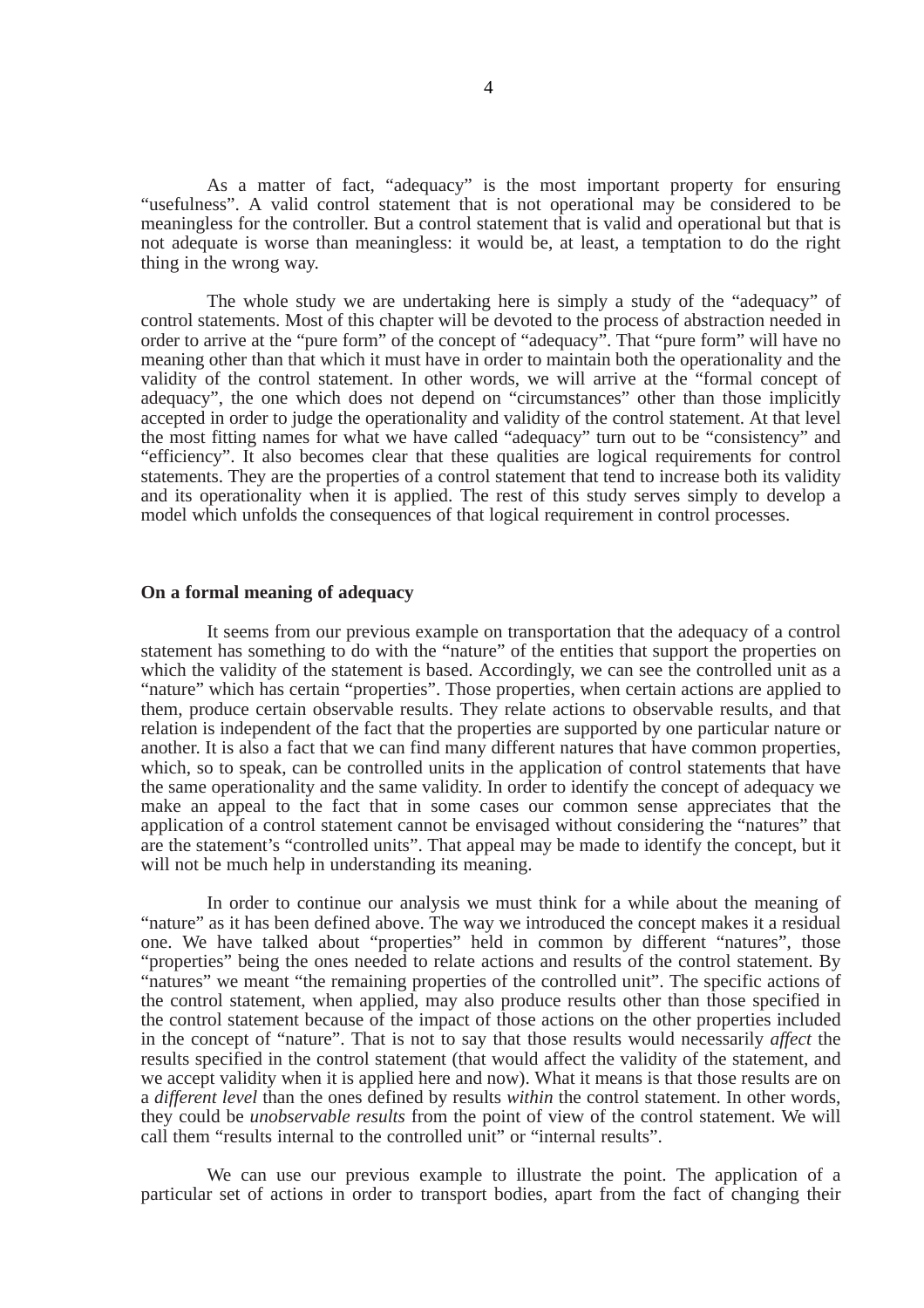As a matter of fact, “adequacy” is the most important property for ensuring “usefulness”. A valid control statement that is not operational may be considered to be meaningless for the controller. But a control statement that is valid and operational but that is not adequate is worse than meaningless: it would be, at least, a temptation to do the right thing in the wrong way.

The whole study we are undertaking here is simply a study of the “adequacy” of control statements. Most of this chapter will be devoted to the process of abstraction needed in order to arrive at the “pure form” of the concept of “adequacy”. That “pure form” will have no meaning other than that which it must have in order to maintain both the operationality and the validity of the control statement. In other words, we will arrive at the “formal concept of adequacy”, the one which does not depend on “circumstances” other than those implicitly accepted in order to judge the operationality and validity of the control statement. At that level the most fitting names for what we have called “adequacy” turn out to be “consistency” and “efficiency”. It also becomes clear that these qualities are logical requirements for control statements. They are the properties of a control statement that tend to increase both its validity and its operationality when it is applied. The rest of this study serves simply to develop a model which unfolds the consequences of that logical requirement in control processes.

**On a formal meaning of adequacy**

It seems from our previous example on transportation that the adequacy of a control statement has something to do with the “nature” of the entities that support the properties on which the validity of the statement is based. Accordingly, we can see the controlled unit as a “nature” which has certain “properties”. Those properties, when certain actions are applied to them, produce certain observable results. They relate actions to observable results, and that relation is independent of the fact that the properties are supported by one particular nature or another. It is also a fact that we can find many different natures that have common properties, which, so to speak, can be controlled units in the application of control statements that have the same operationality and the same validity. In order to identify the concept of adequacy we make an appeal to the fact that in some cases our common sense appreciates that the application of a control statement cannot be envisaged without considering the “natures” that are the statement’s “controlled units”. That appeal may be made to identify the concept, but it will not be much help in understanding its meaning.

In order to continue our analysis we must think for a while about the meaning of “nature” as it has been defined above. The way we introduced the concept makes it a residual one. We have talked about “properties” held in common by different “natures”, those “properties” being the ones needed to relate actions and results of the control statement. By “natures” we meant “the remaining properties of the controlled unit”. The specific actions of the control statement, when applied, may also produce results other than those specified in the control statement because of the impact of those actions on the other properties included in the concept of “nature”. That is not to say that those results would necessarily *affect* the results specified in the control statement (that would affect the validity of the statement, and we accept validity when it is applied here and now). What it means is that those results are on a *different level* than the ones defined by results *within* the control statement. In other words, they could be *unobservable results* from the point of view of the control statement. We will call them “results internal to the controlled unit” or “internal results”.

We can use our previous example to illustrate the point. The application of a particular set of actions in order to transport bodies, apart from the fact of changing their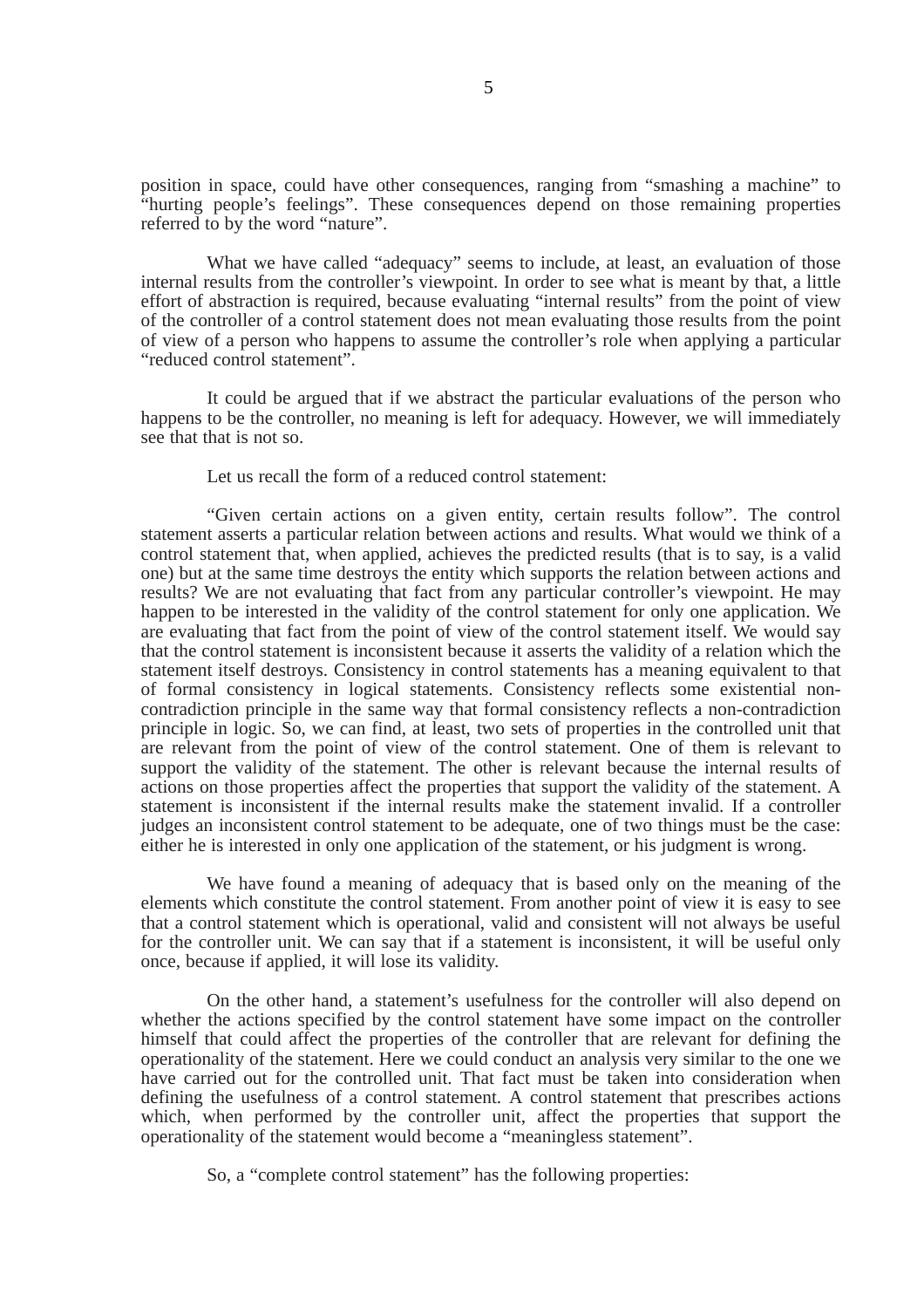position in space, could have other consequences, ranging from "smashing a machine" to "hurting people's feelings". These consequences depend on those remaining properties referred to by the word "nature".

What we have called "adequacy" seems to include, at least, an evaluation of those internal results from the controller's viewpoint. In order to see what is meant by that, a little effort of abstraction is required, because evaluating "internal results" from the point of view of the controller of a control statement does not mean evaluating those results from the point of view of a person who happens to assume the controller's role when applying a particular "reduced control statement".

It could be argued that if we abstract the particular evaluations of the person who happens to be the controller, no meaning is left for adequacy. However, we will immediately see that that is not so.

Let us recall the form of a reduced control statement:

"Given certain actions on a given entity, certain results follow". The control statement asserts a particular relation between actions and results. What would we think of a control statement that, when applied, achieves the predicted results (that is to say, is a valid one) but at the same time destroys the entity which supports the relation between actions and results? We are not evaluating that fact from any particular controller's viewpoint. He may happen to be interested in the validity of the control statement for only one application. We are evaluating that fact from the point of view of the control statement itself. We would say that the control statement is inconsistent because it asserts the validity of a relation which the statement itself destroys. Consistency in control statements has a meaning equivalent to that of formal consistency in logical statements. Consistency reflects some existential non-contradiction principle in the same way that formal consistency reflects a non-contradiction principle in logic. So, we can find, at least, two sets of properties in the controlled unit that are relevant from the point of view of the control statement. One of them is relevant to support the validity of the statement. The other is relevant because the internal results of actions on those properties affect the properties that support the validity of the statement. A statement is inconsistent if the internal results make the statement invalid. If a controller judges an inconsistent control statement to be adequate, one of two things must be the case: either he is interested in only one application of the statement, or his judgment is wrong.

We have found a meaning of adequacy that is based only on the meaning of the elements which constitute the control statement. From another point of view it is easy to see that a control statement which is operational, valid and consistent will not always be useful for the controller unit. We can say that if a statement is inconsistent, it will be useful only once, because if applied, it will lose its validity.

On the other hand, a statement's usefulness for the controller will also depend on whether the actions specified by the control statement have some impact on the controller himself that could affect the properties of the controller that are relevant for defining the operationality of the statement. Here we could conduct an analysis very similar to the one we have carried out for the controlled unit. That fact must be taken into consideration when defining the usefulness of a control statement. A control statement that prescribes actions which, when performed by the controller unit, affect the properties that support the operationality of the statement would become a "meaningless statement".

So, a "complete control statement" has the following properties: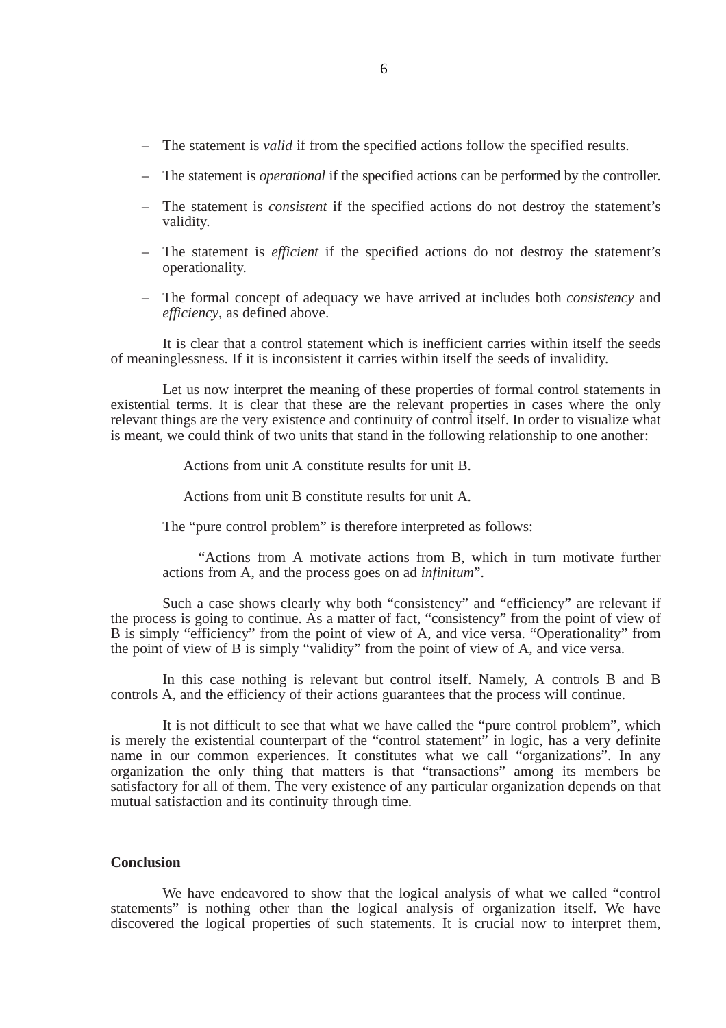- The statement is *valid* if from the specified actions follow the specified results.

- The statement is *operational* if the specified actions can be performed by the controller.

- The statement is *consistent* if the specified actions do not destroy the statement's validity.

- The statement is *efficient* if the specified actions do not destroy the statement's operationality.

- The formal concept of adequacy we have arrived at includes both *consistency* and *efficiency*, as defined above.

It is clear that a control statement which is inefficient carries within itself the seeds of meaninglessness. If it is inconsistent it carries within itself the seeds of invalidity.

Let us now interpret the meaning of these properties of formal control statements in existential terms. It is clear that these are the relevant properties in cases where the only relevant things are the very existence and continuity of control itself. In order to visualize what is meant, we could think of two units that stand in the following relationship to one another:

> Actions from unit A constitute results for unit B.
>
> Actions from unit B constitute results for unit A.

The "pure control problem" is therefore interpreted as follows:

> "Actions from A motivate actions from B, which in turn motivate further actions from A, and the process goes on ad *infinitum*".

Such a case shows clearly why both "consistency" and "efficiency" are relevant if the process is going to continue. As a matter of fact, "consistency" from the point of view of B is simply "efficiency" from the point of view of A, and vice versa. "Operationality" from the point of view of B is simply "validity" from the point of view of A, and vice versa.

In this case nothing is relevant but control itself. Namely, A controls B and B controls A, and the efficiency of their actions guarantees that the process will continue.

It is not difficult to see that what we have called the "pure control problem", which is merely the existential counterpart of the "control statement" in logic, has a very definite name in our common experiences. It constitutes what we call "organizations". In any organization the only thing that matters is that "transactions" among its members be satisfactory for all of them. The very existence of any particular organization depends on that mutual satisfaction and its continuity through time.

**Conclusion**

We have endeavored to show that the logical analysis of what we called "control statements" is nothing other than the logical analysis of organization itself. We have discovered the logical properties of such statements. It is crucial now to interpret them,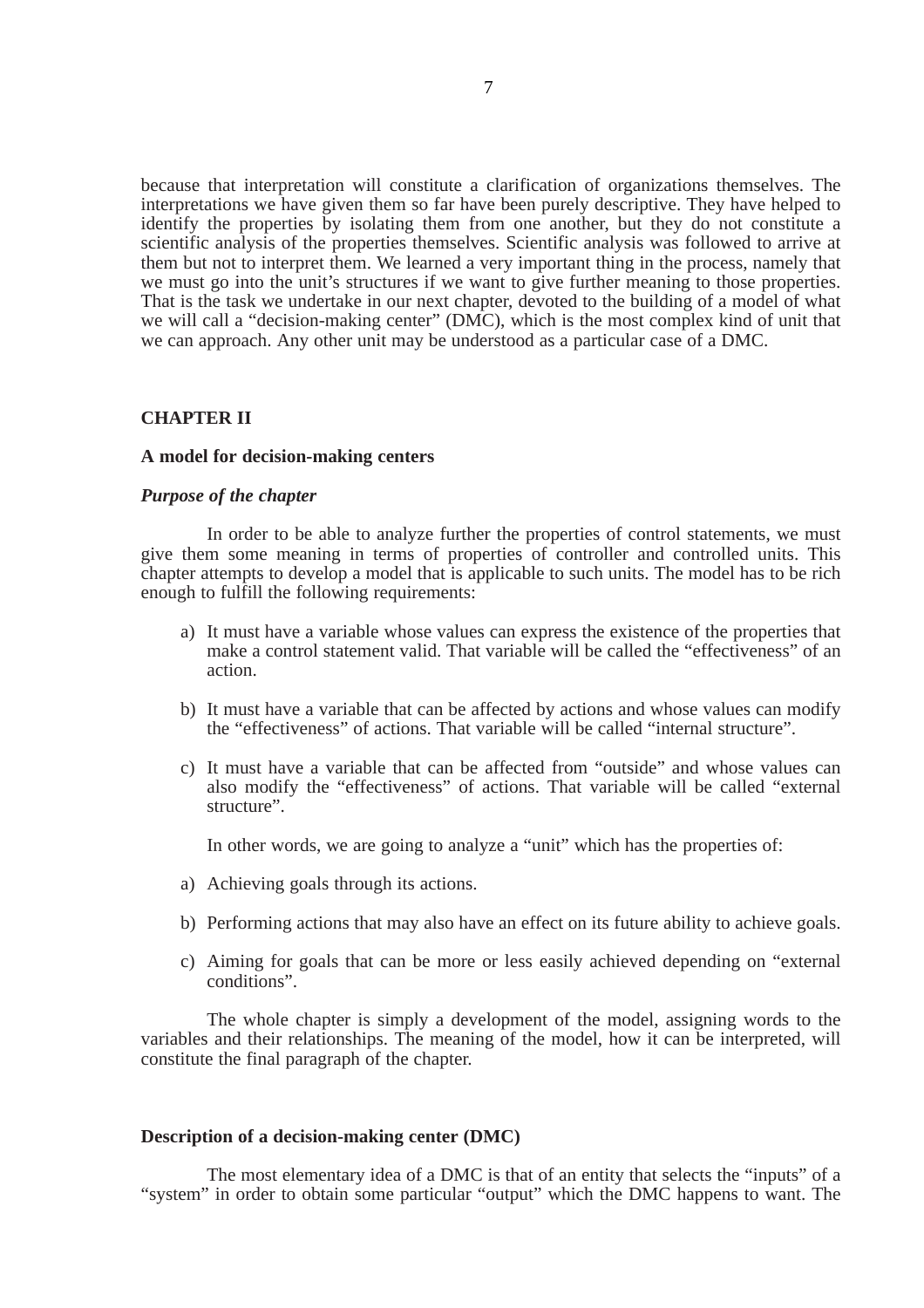because that interpretation will constitute a clarification of organizations themselves. The interpretations we have given them so far have been purely descriptive. They have helped to identify the properties by isolating them from one another, but they do not constitute a scientific analysis of the properties themselves. Scientific analysis was followed to arrive at them but not to interpret them. We learned a very important thing in the process, namely that we must go into the unit's structures if we want to give further meaning to those properties. That is the task we undertake in our next chapter, devoted to the building of a model of what we will call a "decision-making center" (DMC), which is the most complex kind of unit that we can approach. Any other unit may be understood as a particular case of a DMC.

## CHAPTER II

### A model for decision-making centers

#### *Purpose of the chapter*

In order to be able to analyze further the properties of control statements, we must give them some meaning in terms of properties of controller and controlled units. This chapter attempts to develop a model that is applicable to such units. The model has to be rich enough to fulfill the following requirements:

a) It must have a variable whose values can express the existence of the properties that make a control statement valid. That variable will be called the "effectiveness" of an action.

b) It must have a variable that can be affected by actions and whose values can modify the "effectiveness" of actions. That variable will be called "internal structure".

c) It must have a variable that can be affected from "outside" and whose values can also modify the "effectiveness" of actions. That variable will be called "external structure".

In other words, we are going to analyze a "unit" which has the properties of:

a) Achieving goals through its actions.

b) Performing actions that may also have an effect on its future ability to achieve goals.

c) Aiming for goals that can be more or less easily achieved depending on "external conditions".

The whole chapter is simply a development of the model, assigning words to the variables and their relationships. The meaning of the model, how it can be interpreted, will constitute the final paragraph of the chapter.

### Description of a decision-making center (DMC)

The most elementary idea of a DMC is that of an entity that selects the "inputs" of a "system" in order to obtain some particular "output" which the DMC happens to want. The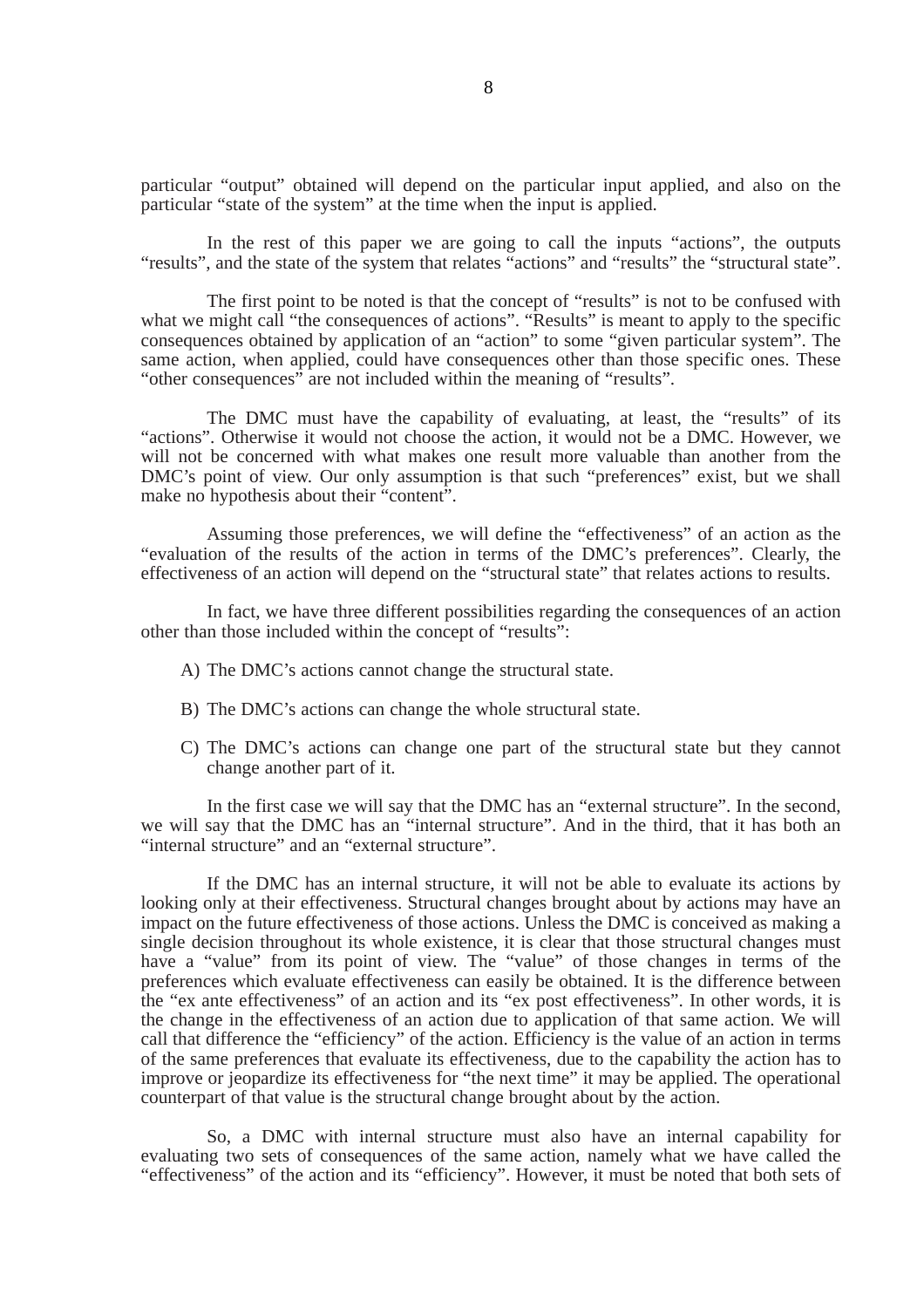particular "output" obtained will depend on the particular input applied, and also on the particular "state of the system" at the time when the input is applied.

In the rest of this paper we are going to call the inputs "actions", the outputs "results", and the state of the system that relates "actions" and "results" the "structural state".

The first point to be noted is that the concept of "results" is not to be confused with what we might call "the consequences of actions". "Results" is meant to apply to the specific consequences obtained by application of an "action" to some "given particular system". The same action, when applied, could have consequences other than those specific ones. These "other consequences" are not included within the meaning of "results".

The DMC must have the capability of evaluating, at least, the "results" of its "actions". Otherwise it would not choose the action, it would not be a DMC. However, we will not be concerned with what makes one result more valuable than another from the DMC's point of view. Our only assumption is that such "preferences" exist, but we shall make no hypothesis about their "content".

Assuming those preferences, we will define the "effectiveness" of an action as the "evaluation of the results of the action in terms of the DMC's preferences". Clearly, the effectiveness of an action will depend on the "structural state" that relates actions to results.

In fact, we have three different possibilities regarding the consequences of an action other than those included within the concept of "results":

A) The DMC's actions cannot change the structural state.

B) The DMC's actions can change the whole structural state.

C) The DMC's actions can change one part of the structural state but they cannot change another part of it.

In the first case we will say that the DMC has an "external structure". In the second, we will say that the DMC has an "internal structure". And in the third, that it has both an "internal structure" and an "external structure".

If the DMC has an internal structure, it will not be able to evaluate its actions by looking only at their effectiveness. Structural changes brought about by actions may have an impact on the future effectiveness of those actions. Unless the DMC is conceived as making a single decision throughout its whole existence, it is clear that those structural changes must have a "value" from its point of view. The "value" of those changes in terms of the preferences which evaluate effectiveness can easily be obtained. It is the difference between the "ex ante effectiveness" of an action and its "ex post effectiveness". In other words, it is the change in the effectiveness of an action due to application of that same action. We will call that difference the "efficiency" of the action. Efficiency is the value of an action in terms of the same preferences that evaluate its effectiveness, due to the capability the action has to improve or jeopardize its effectiveness for "the next time" it may be applied. The operational counterpart of that value is the structural change brought about by the action.

So, a DMC with internal structure must also have an internal capability for evaluating two sets of consequences of the same action, namely what we have called the "effectiveness" of the action and its "efficiency". However, it must be noted that both sets of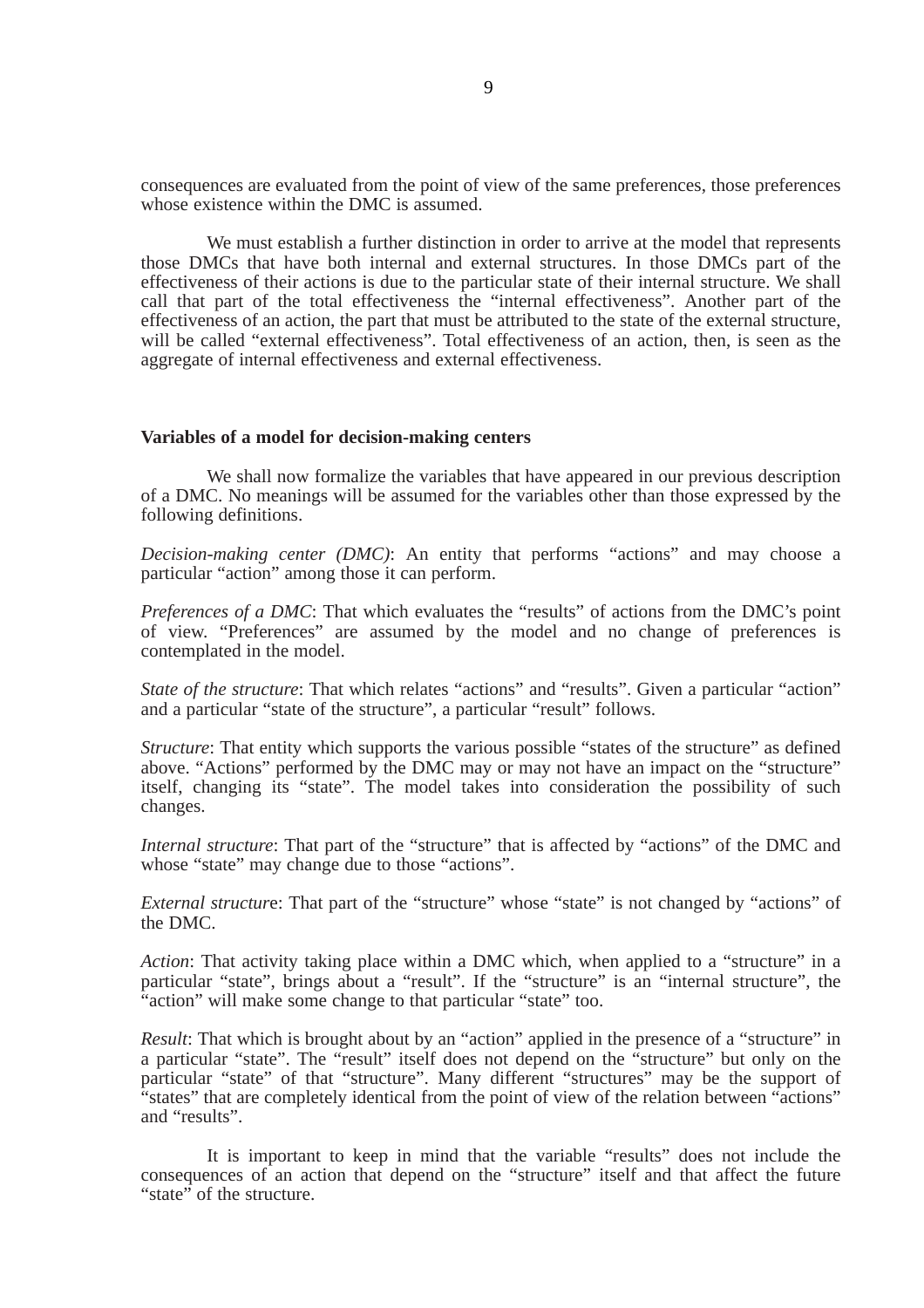consequences are evaluated from the point of view of the same preferences, those preferences whose existence within the DMC is assumed.

We must establish a further distinction in order to arrive at the model that represents those DMCs that have both internal and external structures. In those DMCs part of the effectiveness of their actions is due to the particular state of their internal structure. We shall call that part of the total effectiveness the "internal effectiveness". Another part of the effectiveness of an action, the part that must be attributed to the state of the external structure, will be called "external effectiveness". Total effectiveness of an action, then, is seen as the aggregate of internal effectiveness and external effectiveness.

### Variables of a model for decision-making centers

We shall now formalize the variables that have appeared in our previous description of a DMC. No meanings will be assumed for the variables other than those expressed by the following definitions.

*Decision-making center (DMC)*: An entity that performs "actions" and may choose a particular "action" among those it can perform.

*Preferences of a DMC*: That which evaluates the "results" of actions from the DMC's point of view. "Preferences" are assumed by the model and no change of preferences is contemplated in the model.

*State of the structure*: That which relates "actions" and "results". Given a particular "action" and a particular "state of the structure", a particular "result" follows.

*Structure*: That entity which supports the various possible "states of the structure" as defined above. "Actions" performed by the DMC may or may not have an impact on the "structure" itself, changing its "state". The model takes into consideration the possibility of such changes.

*Internal structure*: That part of the "structure" that is affected by "actions" of the DMC and whose "state" may change due to those "actions".

*External structure*: That part of the "structure" whose "state" is not changed by "actions" of the DMC.

*Action*: That activity taking place within a DMC which, when applied to a "structure" in a particular "state", brings about a "result". If the "structure" is an "internal structure", the "action" will make some change to that particular "state" too.

*Result*: That which is brought about by an "action" applied in the presence of a "structure" in a particular "state". The "result" itself does not depend on the "structure" but only on the particular "state" of that "structure". Many different "structures" may be the support of "states" that are completely identical from the point of view of the relation between "actions" and "results".

It is important to keep in mind that the variable "results" does not include the consequences of an action that depend on the "structure" itself and that affect the future "state" of the structure.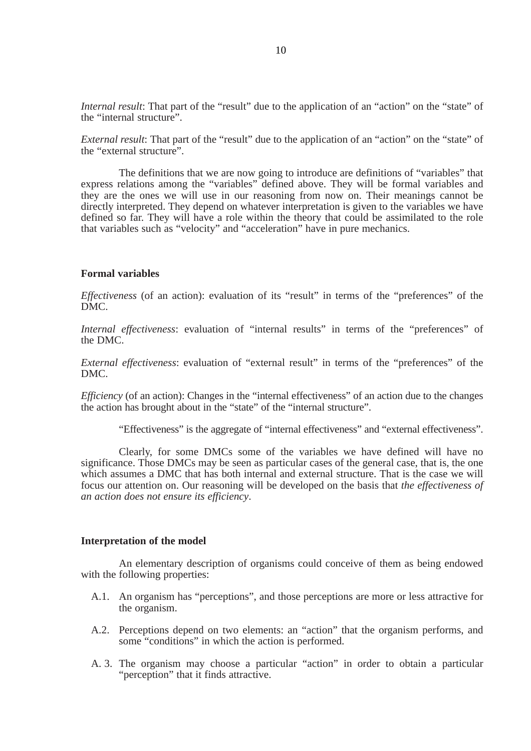*Internal result*: That part of the "result" due to the application of an "action" on the "state" of the "internal structure".

*External result*: That part of the "result" due to the application of an "action" on the "state" of the "external structure".

The definitions that we are now going to introduce are definitions of "variables" that express relations among the "variables" defined above. They will be formal variables and they are the ones we will use in our reasoning from now on. Their meanings cannot be directly interpreted. They depend on whatever interpretation is given to the variables we have defined so far. They will have a role within the theory that could be assimilated to the role that variables such as "velocity" and "acceleration" have in pure mechanics.

**Formal variables**

*Effectiveness* (of an action): evaluation of its "result" in terms of the "preferences" of the DMC.

*Internal effectiveness*: evaluation of "internal results" in terms of the "preferences" of the DMC.

*External effectiveness*: evaluation of "external result" in terms of the "preferences" of the DMC.

*Efficiency* (of an action): Changes in the "internal effectiveness" of an action due to the changes the action has brought about in the "state" of the "internal structure".

"Effectiveness" is the aggregate of "internal effectiveness" and "external effectiveness".

Clearly, for some DMCs some of the variables we have defined will have no significance. Those DMCs may be seen as particular cases of the general case, that is, the one which assumes a DMC that has both internal and external structure. That is the case we will focus our attention on. Our reasoning will be developed on the basis that *the effectiveness of an action does not ensure its efficiency*.

**Interpretation of the model**

An elementary description of organisms could conceive of them as being endowed with the following properties:

A.1. An organism has "perceptions", and those perceptions are more or less attractive for the organism.

A.2. Perceptions depend on two elements: an "action" that the organism performs, and some "conditions" in which the action is performed.

A. 3. The organism may choose a particular "action" in order to obtain a particular "perception" that it finds attractive.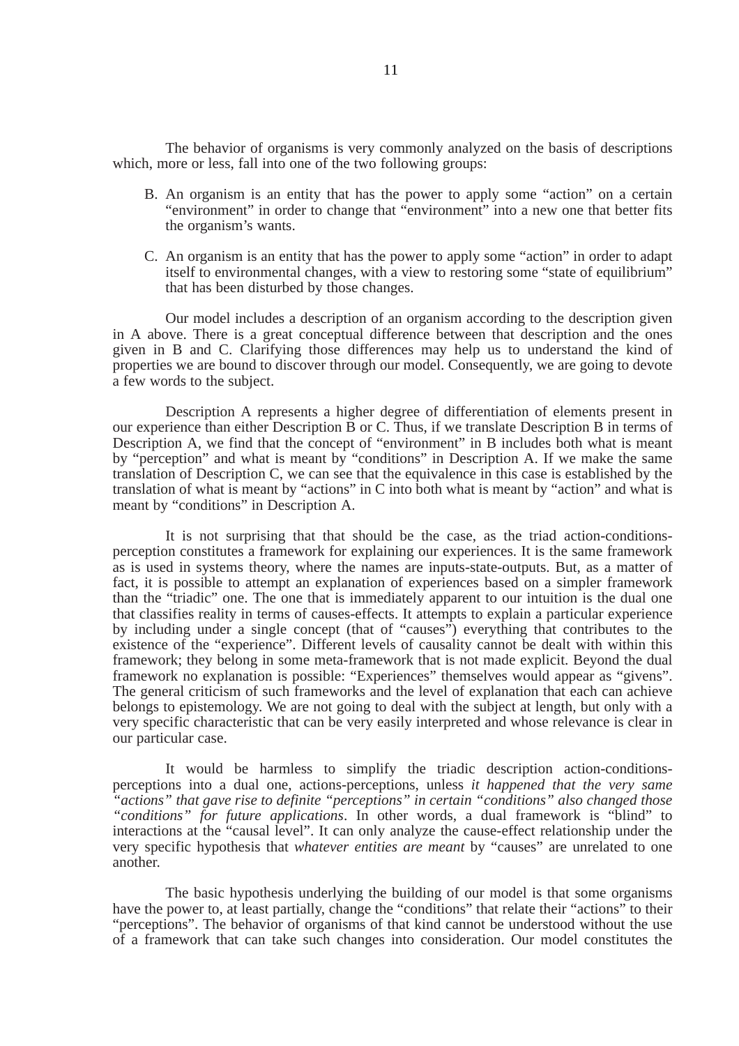The behavior of organisms is very commonly analyzed on the basis of descriptions which, more or less, fall into one of the two following groups:

B. An organism is an entity that has the power to apply some "action" on a certain "environment" in order to change that "environment" into a new one that better fits the organism's wants.

C. An organism is an entity that has the power to apply some "action" in order to adapt itself to environmental changes, with a view to restoring some "state of equilibrium" that has been disturbed by those changes.

Our model includes a description of an organism according to the description given in A above. There is a great conceptual difference between that description and the ones given in B and C. Clarifying those differences may help us to understand the kind of properties we are bound to discover through our model. Consequently, we are going to devote a few words to the subject.

Description A represents a higher degree of differentiation of elements present in our experience than either Description B or C. Thus, if we translate Description B in terms of Description A, we find that the concept of "environment" in B includes both what is meant by "perception" and what is meant by "conditions" in Description A. If we make the same translation of Description C, we can see that the equivalence in this case is established by the translation of what is meant by "actions" in C into both what is meant by "action" and what is meant by "conditions" in Description A.

It is not surprising that that should be the case, as the triad action-conditions-perception constitutes a framework for explaining our experiences. It is the same framework as is used in systems theory, where the names are inputs-state-outputs. But, as a matter of fact, it is possible to attempt an explanation of experiences based on a simpler framework than the "triadic" one. The one that is immediately apparent to our intuition is the dual one that classifies reality in terms of causes-effects. It attempts to explain a particular experience by including under a single concept (that of "causes") everything that contributes to the existence of the "experience". Different levels of causality cannot be dealt with within this framework; they belong in some meta-framework that is not made explicit. Beyond the dual framework no explanation is possible: "Experiences" themselves would appear as "givens". The general criticism of such frameworks and the level of explanation that each can achieve belongs to epistemology. We are not going to deal with the subject at length, but only with a very specific characteristic that can be very easily interpreted and whose relevance is clear in our particular case.

It would be harmless to simplify the triadic description action-conditions-perceptions into a dual one, actions-perceptions, unless *it happened that the very same "actions" that gave rise to definite "perceptions" in certain "conditions" also changed those "conditions" for future applications*. In other words, a dual framework is "blind" to interactions at the "causal level". It can only analyze the cause-effect relationship under the very specific hypothesis that *whatever entities are meant* by "causes" are unrelated to one another.

The basic hypothesis underlying the building of our model is that some organisms have the power to, at least partially, change the "conditions" that relate their "actions" to their "perceptions". The behavior of organisms of that kind cannot be understood without the use of a framework that can take such changes into consideration. Our model constitutes the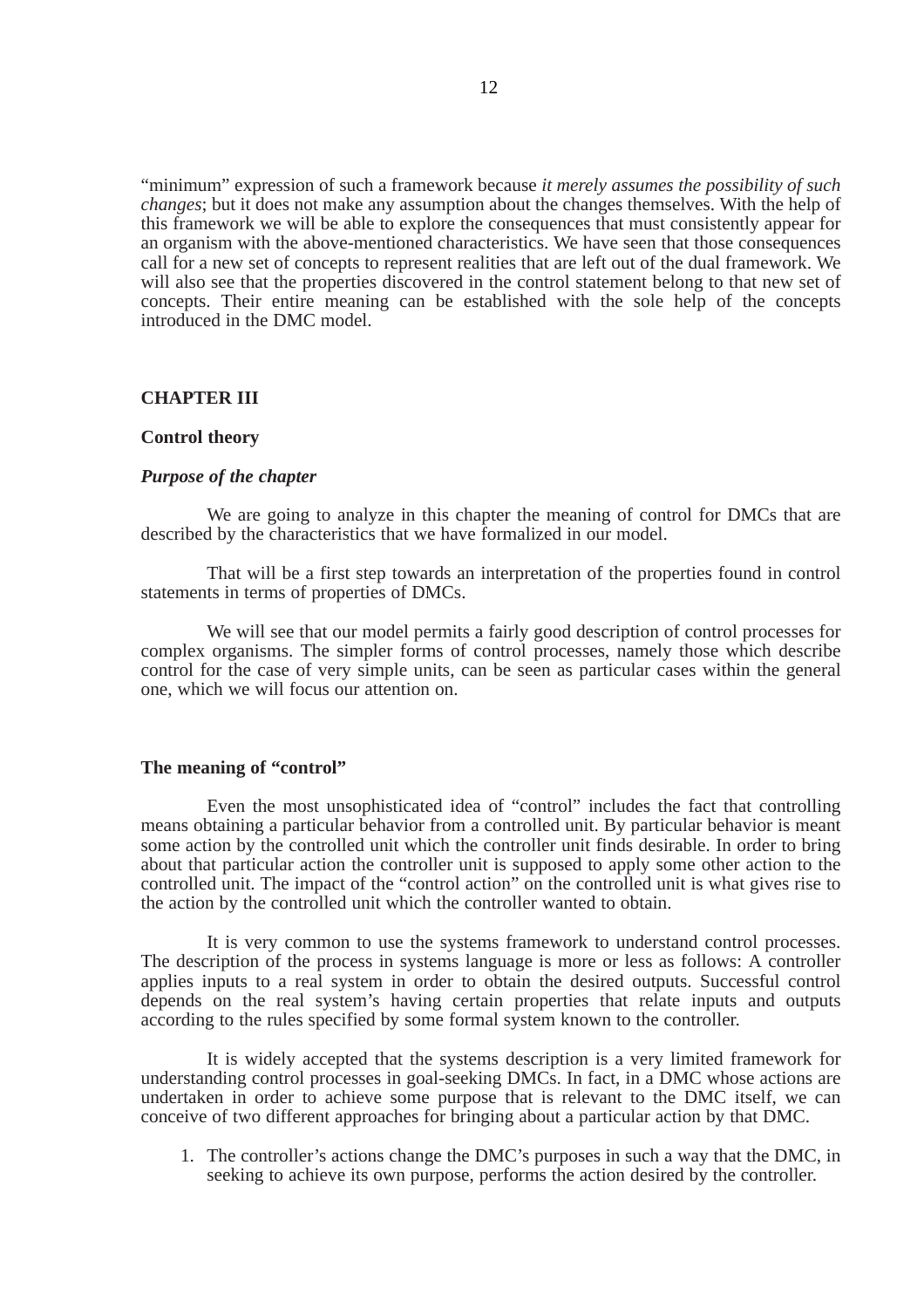"minimum" expression of such a framework because *it merely assumes the possibility of such changes*; but it does not make any assumption about the changes themselves. With the help of this framework we will be able to explore the consequences that must consistently appear for an organism with the above-mentioned characteristics. We have seen that those consequences call for a new set of concepts to represent realities that are left out of the dual framework. We will also see that the properties discovered in the control statement belong to that new set of concepts. Their entire meaning can be established with the sole help of the concepts introduced in the DMC model.

# CHAPTER III

## Control theory

### *Purpose of the chapter*

We are going to analyze in this chapter the meaning of control for DMCs that are described by the characteristics that we have formalized in our model.

That will be a first step towards an interpretation of the properties found in control statements in terms of properties of DMCs.

We will see that our model permits a fairly good description of control processes for complex organisms. The simpler forms of control processes, namely those which describe control for the case of very simple units, can be seen as particular cases within the general one, which we will focus our attention on.

## The meaning of "control"

Even the most unsophisticated idea of "control" includes the fact that controlling means obtaining a particular behavior from a controlled unit. By particular behavior is meant some action by the controlled unit which the controller unit finds desirable. In order to bring about that particular action the controller unit is supposed to apply some other action to the controlled unit. The impact of the "control action" on the controlled unit is what gives rise to the action by the controlled unit which the controller wanted to obtain.

It is very common to use the systems framework to understand control processes. The description of the process in systems language is more or less as follows: A controller applies inputs to a real system in order to obtain the desired outputs. Successful control depends on the real system's having certain properties that relate inputs and outputs according to the rules specified by some formal system known to the controller.

It is widely accepted that the systems description is a very limited framework for understanding control processes in goal-seeking DMCs. In fact, in a DMC whose actions are undertaken in order to achieve some purpose that is relevant to the DMC itself, we can conceive of two different approaches for bringing about a particular action by that DMC.

1. The controller's actions change the DMC's purposes in such a way that the DMC, in seeking to achieve its own purpose, performs the action desired by the controller.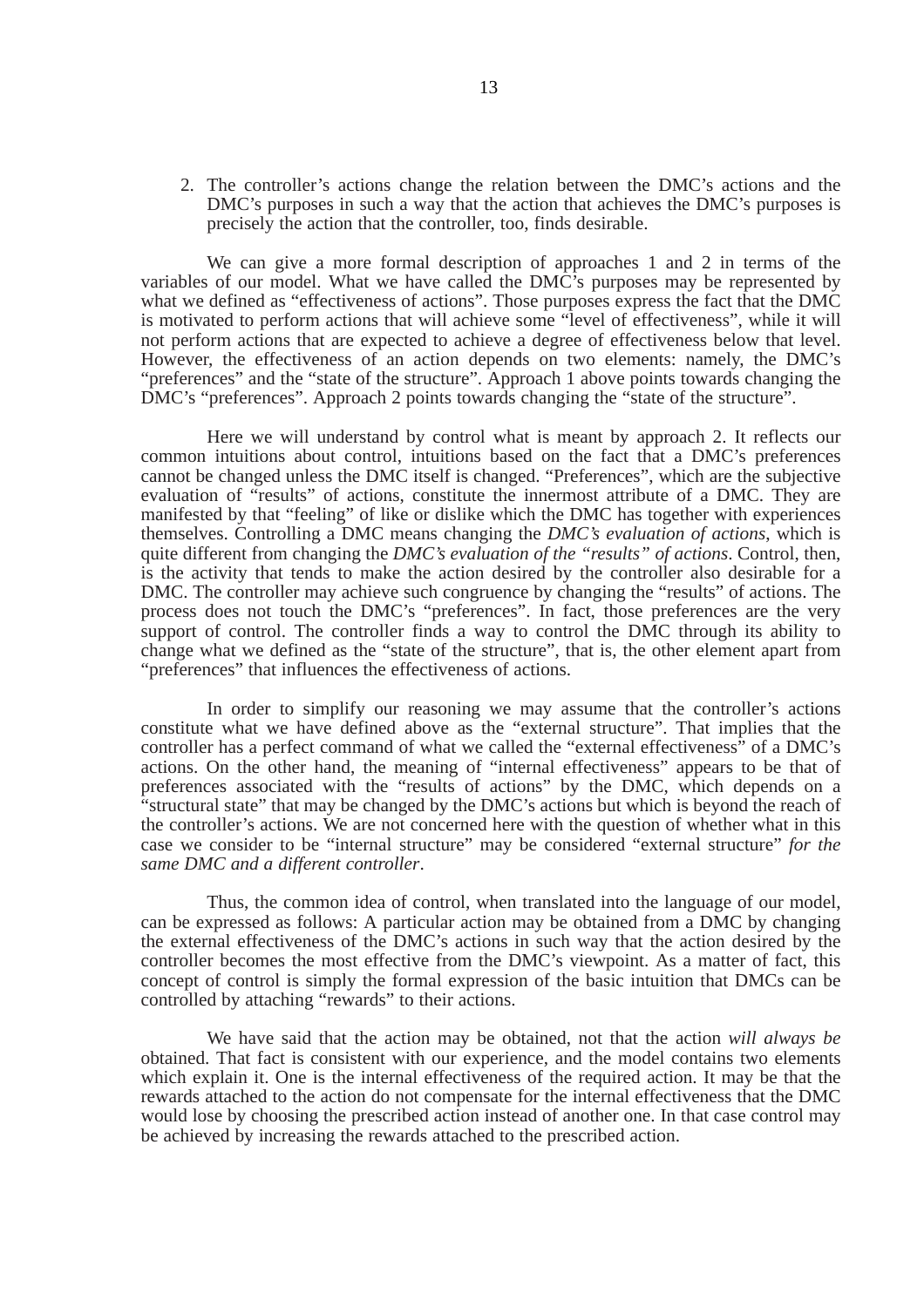2. The controller's actions change the relation between the DMC's actions and the DMC's purposes in such a way that the action that achieves the DMC's purposes is precisely the action that the controller, too, finds desirable.

We can give a more formal description of approaches 1 and 2 in terms of the variables of our model. What we have called the DMC's purposes may be represented by what we defined as "effectiveness of actions". Those purposes express the fact that the DMC is motivated to perform actions that will achieve some "level of effectiveness", while it will not perform actions that are expected to achieve a degree of effectiveness below that level. However, the effectiveness of an action depends on two elements: namely, the DMC's "preferences" and the "state of the structure". Approach 1 above points towards changing the DMC's "preferences". Approach 2 points towards changing the "state of the structure".

Here we will understand by control what is meant by approach 2. It reflects our common intuitions about control, intuitions based on the fact that a DMC's preferences cannot be changed unless the DMC itself is changed. "Preferences", which are the subjective evaluation of "results" of actions, constitute the innermost attribute of a DMC. They are manifested by that "feeling" of like or dislike which the DMC has together with experiences themselves. Controlling a DMC means changing the *DMC's evaluation of actions*, which is quite different from changing the *DMC's evaluation of the "results" of actions*. Control, then, is the activity that tends to make the action desired by the controller also desirable for a DMC. The controller may achieve such congruence by changing the "results" of actions. The process does not touch the DMC's "preferences". In fact, those preferences are the very support of control. The controller finds a way to control the DMC through its ability to change what we defined as the "state of the structure", that is, the other element apart from "preferences" that influences the effectiveness of actions.

In order to simplify our reasoning we may assume that the controller's actions constitute what we have defined above as the "external structure". That implies that the controller has a perfect command of what we called the "external effectiveness" of a DMC's actions. On the other hand, the meaning of "internal effectiveness" appears to be that of preferences associated with the "results of actions" by the DMC, which depends on a "structural state" that may be changed by the DMC's actions but which is beyond the reach of the controller's actions. We are not concerned here with the question of whether what in this case we consider to be "internal structure" may be considered "external structure" *for the same DMC and a different controller*.

Thus, the common idea of control, when translated into the language of our model, can be expressed as follows: A particular action may be obtained from a DMC by changing the external effectiveness of the DMC's actions in such way that the action desired by the controller becomes the most effective from the DMC's viewpoint. As a matter of fact, this concept of control is simply the formal expression of the basic intuition that DMCs can be controlled by attaching "rewards" to their actions.

We have said that the action may be obtained, not that the action *will always be* obtained. That fact is consistent with our experience, and the model contains two elements which explain it. One is the internal effectiveness of the required action. It may be that the rewards attached to the action do not compensate for the internal effectiveness that the DMC would lose by choosing the prescribed action instead of another one. In that case control may be achieved by increasing the rewards attached to the prescribed action.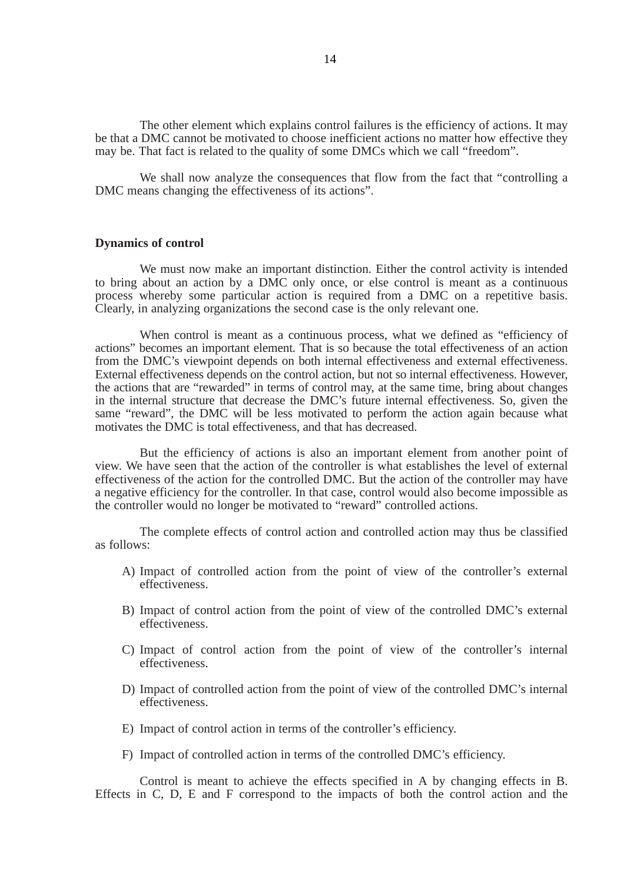The other element which explains control failures is the efficiency of actions. It may be that a DMC cannot be motivated to choose inefficient actions no matter how effective they may be. That fact is related to the quality of some DMCs which we call "freedom".

We shall now analyze the consequences that flow from the fact that "controlling a DMC means changing the effectiveness of its actions".

**Dynamics of control**

We must now make an important distinction. Either the control activity is intended to bring about an action by a DMC only once, or else control is meant as a continuous process whereby some particular action is required from a DMC on a repetitive basis. Clearly, in analyzing organizations the second case is the only relevant one.

When control is meant as a continuous process, what we defined as "efficiency of actions" becomes an important element. That is so because the total effectiveness of an action from the DMC's viewpoint depends on both internal effectiveness and external effectiveness. External effectiveness depends on the control action, but not so internal effectiveness. However, the actions that are "rewarded" in terms of control may, at the same time, bring about changes in the internal structure that decrease the DMC's future internal effectiveness. So, given the same "reward", the DMC will be less motivated to perform the action again because what motivates the DMC is total effectiveness, and that has decreased.

But the efficiency of actions is also an important element from another point of view. We have seen that the action of the controller is what establishes the level of external effectiveness of the action for the controlled DMC. But the action of the controller may have a negative efficiency for the controller. In that case, control would also become impossible as the controller would no longer be motivated to "reward" controlled actions.

The complete effects of control action and controlled action may thus be classified as follows:

A) Impact of controlled action from the point of view of the controller's external effectiveness.

B) Impact of control action from the point of view of the controlled DMC's external effectiveness.

C) Impact of control action from the point of view of the controller's internal effectiveness.

D) Impact of controlled action from the point of view of the controlled DMC's internal effectiveness.

E) Impact of control action in terms of the controller's efficiency.

F) Impact of controlled action in terms of the controlled DMC's efficiency.

Control is meant to achieve the effects specified in A by changing effects in B. Effects in C, D, E and F correspond to the impacts of both the control action and the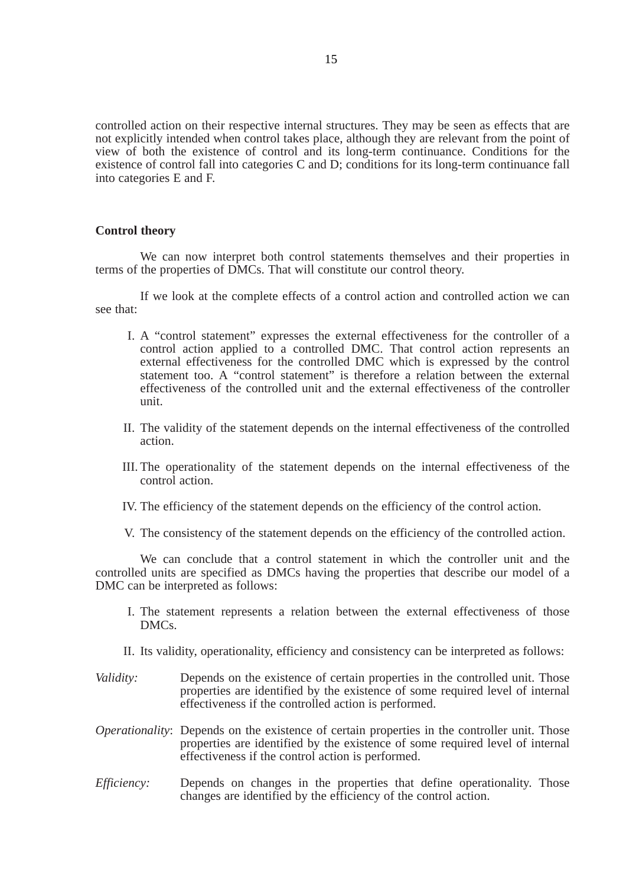controlled action on their respective internal structures. They may be seen as effects that are not explicitly intended when control takes place, although they are relevant from the point of view of both the existence of control and its long-term continuance. Conditions for the existence of control fall into categories C and D; conditions for its long-term continuance fall into categories E and F.

**Control theory**

We can now interpret both control statements themselves and their properties in terms of the properties of DMCs. That will constitute our control theory.

If we look at the complete effects of a control action and controlled action we can see that:

I. A "control statement" expresses the external effectiveness for the controller of a control action applied to a controlled DMC. That control action represents an external effectiveness for the controlled DMC which is expressed by the control statement too. A "control statement" is therefore a relation between the external effectiveness of the controlled unit and the external effectiveness of the controller unit.

II. The validity of the statement depends on the internal effectiveness of the controlled action.

III. The operationality of the statement depends on the internal effectiveness of the control action.

IV. The efficiency of the statement depends on the efficiency of the control action.

V. The consistency of the statement depends on the efficiency of the controlled action.

We can conclude that a control statement in which the controller unit and the controlled units are specified as DMCs having the properties that describe our model of a DMC can be interpreted as follows:

I. The statement represents a relation between the external effectiveness of those DMCs.

II. Its validity, operationality, efficiency and consistency can be interpreted as follows:

*Validity:* Depends on the existence of certain properties in the controlled unit. Those properties are identified by the existence of some required level of internal effectiveness if the controlled action is performed.

*Operationality*: Depends on the existence of certain properties in the controller unit. Those properties are identified by the existence of some required level of internal effectiveness if the control action is performed.

*Efficiency:* Depends on changes in the properties that define operationality. Those changes are identified by the efficiency of the control action.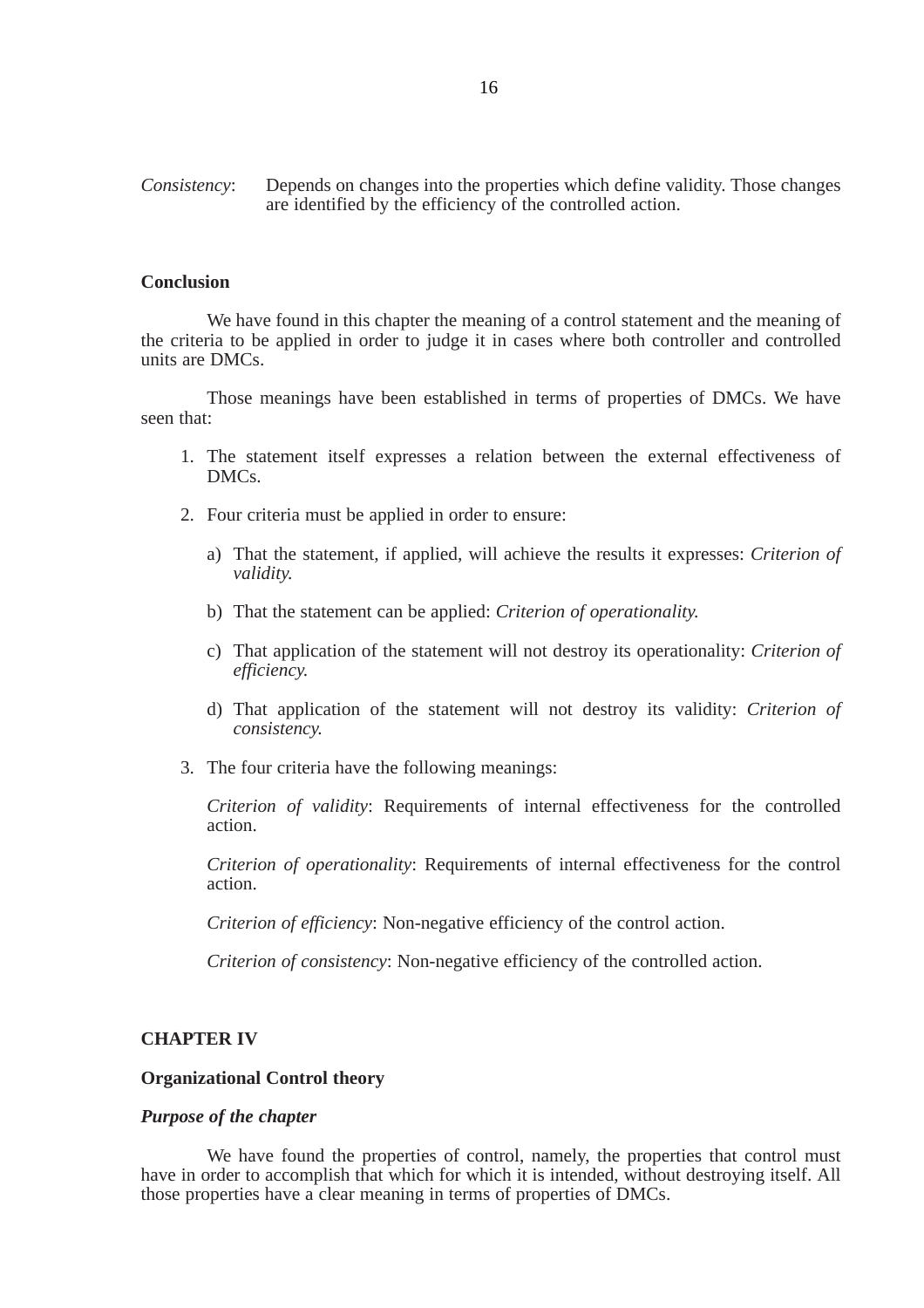*Consistency*: Depends on changes into the properties which define validity. Those changes are identified by the efficiency of the controlled action.

**Conclusion**

We have found in this chapter the meaning of a control statement and the meaning of the criteria to be applied in order to judge it in cases where both controller and controlled units are DMCs.

Those meanings have been established in terms of properties of DMCs. We have seen that:

1. The statement itself expresses a relation between the external effectiveness of DMCs.
2. Four criteria must be applied in order to ensure:
   a) That the statement, if applied, will achieve the results it expresses: *Criterion of validity.*
   b) That the statement can be applied: *Criterion of operationality.*
   c) That application of the statement will not destroy its operationality: *Criterion of efficiency.*
   d) That application of the statement will not destroy its validity: *Criterion of consistency.*
3. The four criteria have the following meanings:

   *Criterion of validity*: Requirements of internal effectiveness for the controlled action.

   *Criterion of operationality*: Requirements of internal effectiveness for the control action.

   *Criterion of efficiency*: Non-negative efficiency of the control action.

   *Criterion of consistency*: Non-negative efficiency of the controlled action.

## CHAPTER IV

### Organizational Control theory

#### *Purpose of the chapter*

We have found the properties of control, namely, the properties that control must have in order to accomplish that which for which it is intended, without destroying itself. All those properties have a clear meaning in terms of properties of DMCs.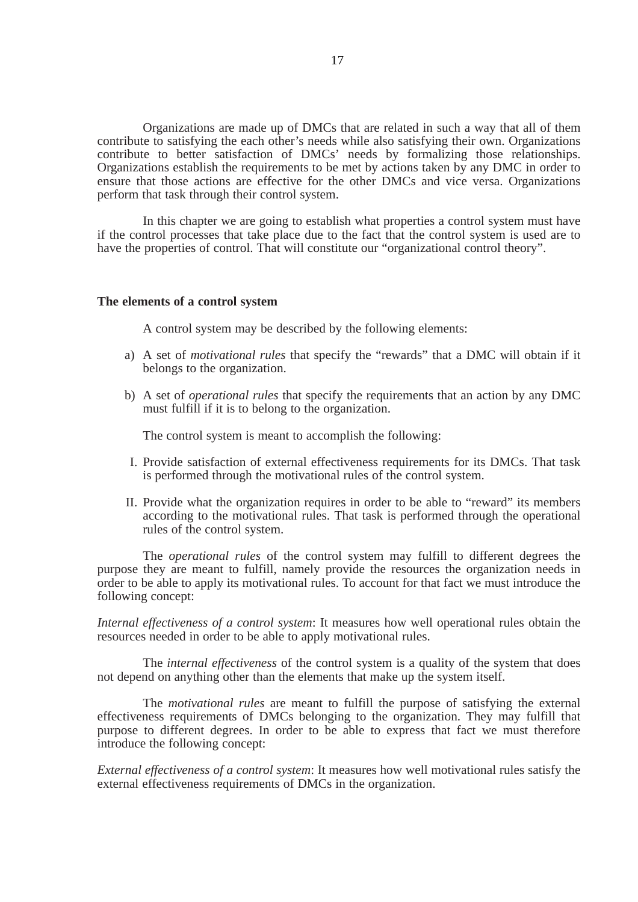Organizations are made up of DMCs that are related in such a way that all of them contribute to satisfying the each other's needs while also satisfying their own. Organizations contribute to better satisfaction of DMCs' needs by formalizing those relationships. Organizations establish the requirements to be met by actions taken by any DMC in order to ensure that those actions are effective for the other DMCs and vice versa. Organizations perform that task through their control system.

In this chapter we are going to establish what properties a control system must have if the control processes that take place due to the fact that the control system is used are to have the properties of control. That will constitute our "organizational control theory".

### The elements of a control system

A control system may be described by the following elements:

a) A set of *motivational rules* that specify the "rewards" that a DMC will obtain if it belongs to the organization.

b) A set of *operational rules* that specify the requirements that an action by any DMC must fulfill if it is to belong to the organization.

The control system is meant to accomplish the following:

I. Provide satisfaction of external effectiveness requirements for its DMCs. That task is performed through the motivational rules of the control system.

II. Provide what the organization requires in order to be able to "reward" its members according to the motivational rules. That task is performed through the operational rules of the control system.

The *operational rules* of the control system may fulfill to different degrees the purpose they are meant to fulfill, namely provide the resources the organization needs in order to be able to apply its motivational rules. To account for that fact we must introduce the following concept:

*Internal effectiveness of a control system*: It measures how well operational rules obtain the resources needed in order to be able to apply motivational rules.

The *internal effectiveness* of the control system is a quality of the system that does not depend on anything other than the elements that make up the system itself.

The *motivational rules* are meant to fulfill the purpose of satisfying the external effectiveness requirements of DMCs belonging to the organization. They may fulfill that purpose to different degrees. In order to be able to express that fact we must therefore introduce the following concept:

*External effectiveness of a control system*: It measures how well motivational rules satisfy the external effectiveness requirements of DMCs in the organization.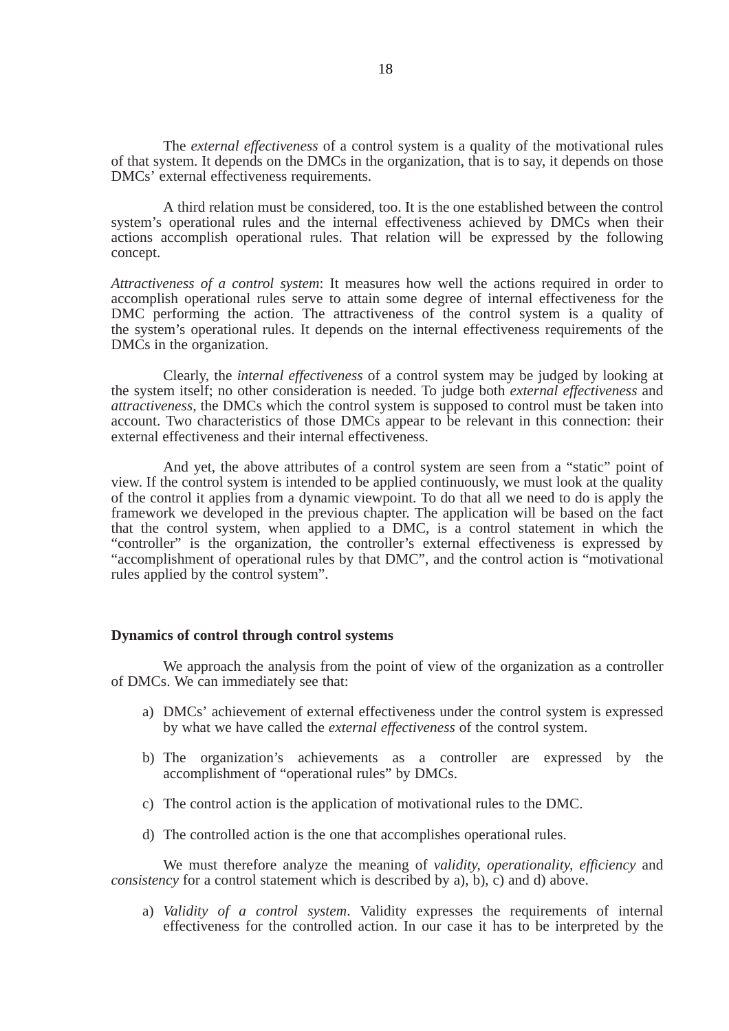The *external effectiveness* of a control system is a quality of the motivational rules of that system. It depends on the DMCs in the organization, that is to say, it depends on those DMCs' external effectiveness requirements.

A third relation must be considered, too. It is the one established between the control system's operational rules and the internal effectiveness achieved by DMCs when their actions accomplish operational rules. That relation will be expressed by the following concept.

*Attractiveness of a control system*: It measures how well the actions required in order to accomplish operational rules serve to attain some degree of internal effectiveness for the DMC performing the action. The attractiveness of the control system is a quality of the system's operational rules. It depends on the internal effectiveness requirements of the DMCs in the organization.

Clearly, the *internal effectiveness* of a control system may be judged by looking at the system itself; no other consideration is needed. To judge both *external effectiveness* and *attractiveness*, the DMCs which the control system is supposed to control must be taken into account. Two characteristics of those DMCs appear to be relevant in this connection: their external effectiveness and their internal effectiveness.

And yet, the above attributes of a control system are seen from a "static" point of view. If the control system is intended to be applied continuously, we must look at the quality of the control it applies from a dynamic viewpoint. To do that all we need to do is apply the framework we developed in the previous chapter. The application will be based on the fact that the control system, when applied to a DMC, is a control statement in which the "controller" is the organization, the controller's external effectiveness is expressed by "accomplishment of operational rules by that DMC", and the control action is "motivational rules applied by the control system".

**Dynamics of control through control systems**

We approach the analysis from the point of view of the organization as a controller of DMCs. We can immediately see that:

a) DMCs' achievement of external effectiveness under the control system is expressed by what we have called the *external effectiveness* of the control system.

b) The organization's achievements as a controller are expressed by the accomplishment of "operational rules" by DMCs.

c) The control action is the application of motivational rules to the DMC.

d) The controlled action is the one that accomplishes operational rules.

We must therefore analyze the meaning of *validity, operationality, efficiency* and *consistency* for a control statement which is described by a), b), c) and d) above.

a) *Validity of a control system*. Validity expresses the requirements of internal effectiveness for the controlled action. In our case it has to be interpreted by the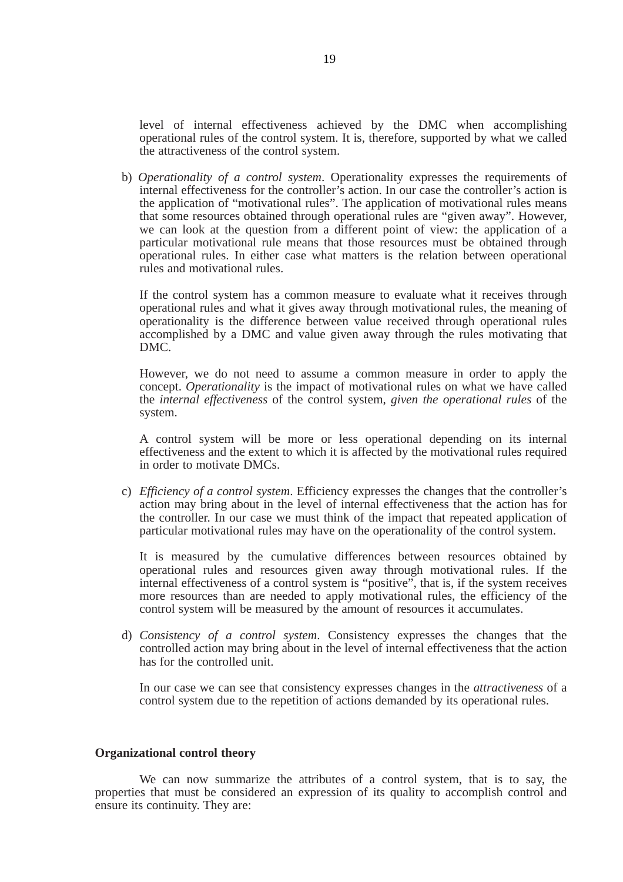level of internal effectiveness achieved by the DMC when accomplishing operational rules of the control system. It is, therefore, supported by what we called the attractiveness of the control system.

b) *Operationality of a control system*. Operationality expresses the requirements of internal effectiveness for the controller's action. In our case the controller's action is the application of "motivational rules". The application of motivational rules means that some resources obtained through operational rules are "given away". However, we can look at the question from a different point of view: the application of a particular motivational rule means that those resources must be obtained through operational rules. In either case what matters is the relation between operational rules and motivational rules.

If the control system has a common measure to evaluate what it receives through operational rules and what it gives away through motivational rules, the meaning of operationality is the difference between value received through operational rules accomplished by a DMC and value given away through the rules motivating that DMC.

However, we do not need to assume a common measure in order to apply the concept. *Operationality* is the impact of motivational rules on what we have called the *internal effectiveness* of the control system, *given the operational rules* of the system.

A control system will be more or less operational depending on its internal effectiveness and the extent to which it is affected by the motivational rules required in order to motivate DMCs.

c) *Efficiency of a control system*. Efficiency expresses the changes that the controller's action may bring about in the level of internal effectiveness that the action has for the controller. In our case we must think of the impact that repeated application of particular motivational rules may have on the operationality of the control system.

It is measured by the cumulative differences between resources obtained by operational rules and resources given away through motivational rules. If the internal effectiveness of a control system is "positive", that is, if the system receives more resources than are needed to apply motivational rules, the efficiency of the control system will be measured by the amount of resources it accumulates.

d) *Consistency of a control system*. Consistency expresses the changes that the controlled action may bring about in the level of internal effectiveness that the action has for the controlled unit.

In our case we can see that consistency expresses changes in the *attractiveness* of a control system due to the repetition of actions demanded by its operational rules.

**Organizational control theory**

We can now summarize the attributes of a control system, that is to say, the properties that must be considered an expression of its quality to accomplish control and ensure its continuity. They are: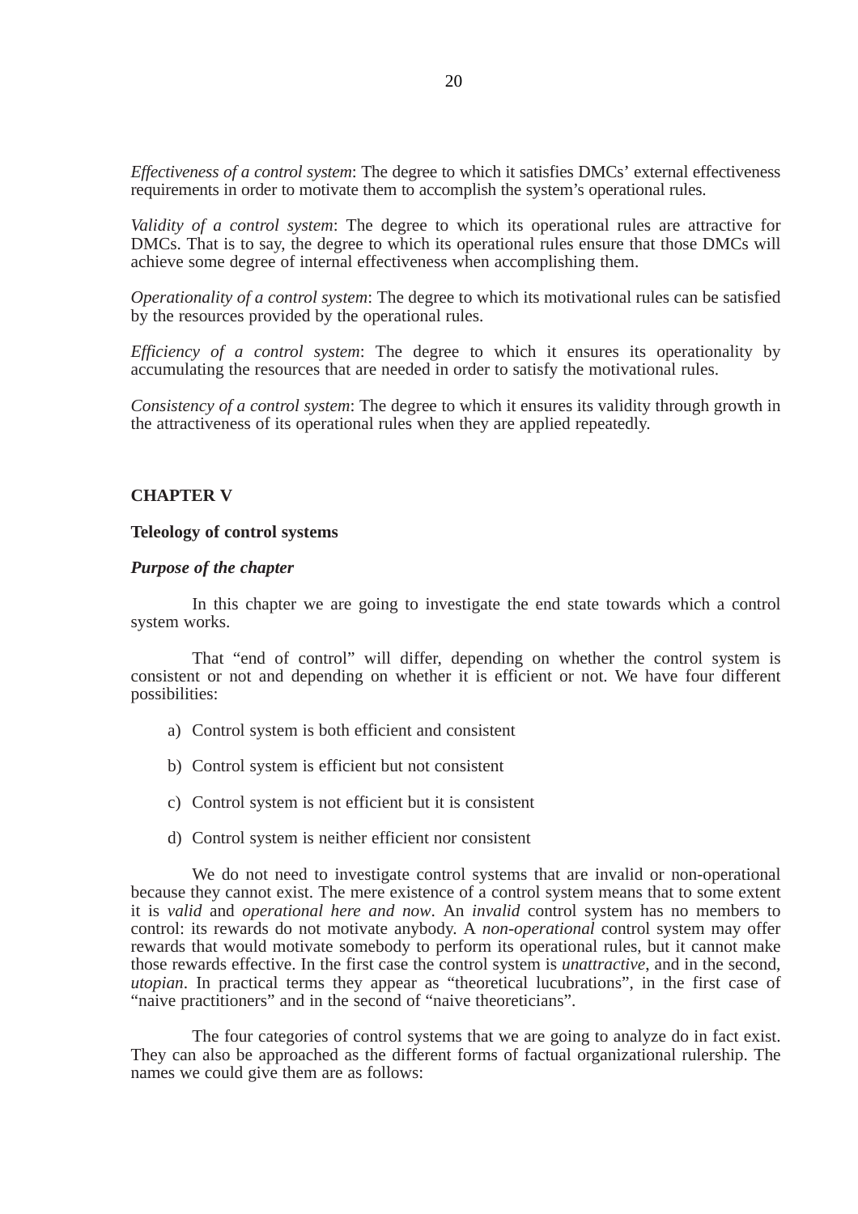*Effectiveness of a control system*: The degree to which it satisfies DMCs' external effectiveness requirements in order to motivate them to accomplish the system's operational rules.

*Validity of a control system*: The degree to which its operational rules are attractive for DMCs. That is to say, the degree to which its operational rules ensure that those DMCs will achieve some degree of internal effectiveness when accomplishing them.

*Operationality of a control system*: The degree to which its motivational rules can be satisfied by the resources provided by the operational rules.

*Efficiency of a control system*: The degree to which it ensures its operationality by accumulating the resources that are needed in order to satisfy the motivational rules.

*Consistency of a control system*: The degree to which it ensures its validity through growth in the attractiveness of its operational rules when they are applied repeatedly.

## CHAPTER V

### Teleology of control systems

#### *Purpose of the chapter*

In this chapter we are going to investigate the end state towards which a control system works.

That "end of control" will differ, depending on whether the control system is consistent or not and depending on whether it is efficient or not. We have four different possibilities:

a) Control system is both efficient and consistent

b) Control system is efficient but not consistent

c) Control system is not efficient but it is consistent

d) Control system is neither efficient nor consistent

We do not need to investigate control systems that are invalid or non-operational because they cannot exist. The mere existence of a control system means that to some extent it is *valid* and *operational here and now*. An *invalid* control system has no members to control: its rewards do not motivate anybody. A *non-operational* control system may offer rewards that would motivate somebody to perform its operational rules, but it cannot make those rewards effective. In the first case the control system is *unattractive*, and in the second, *utopian*. In practical terms they appear as "theoretical lucubrations", in the first case of "naive practitioners" and in the second of "naive theoreticians".

The four categories of control systems that we are going to analyze do in fact exist. They can also be approached as the different forms of factual organizational rulership. The names we could give them are as follows: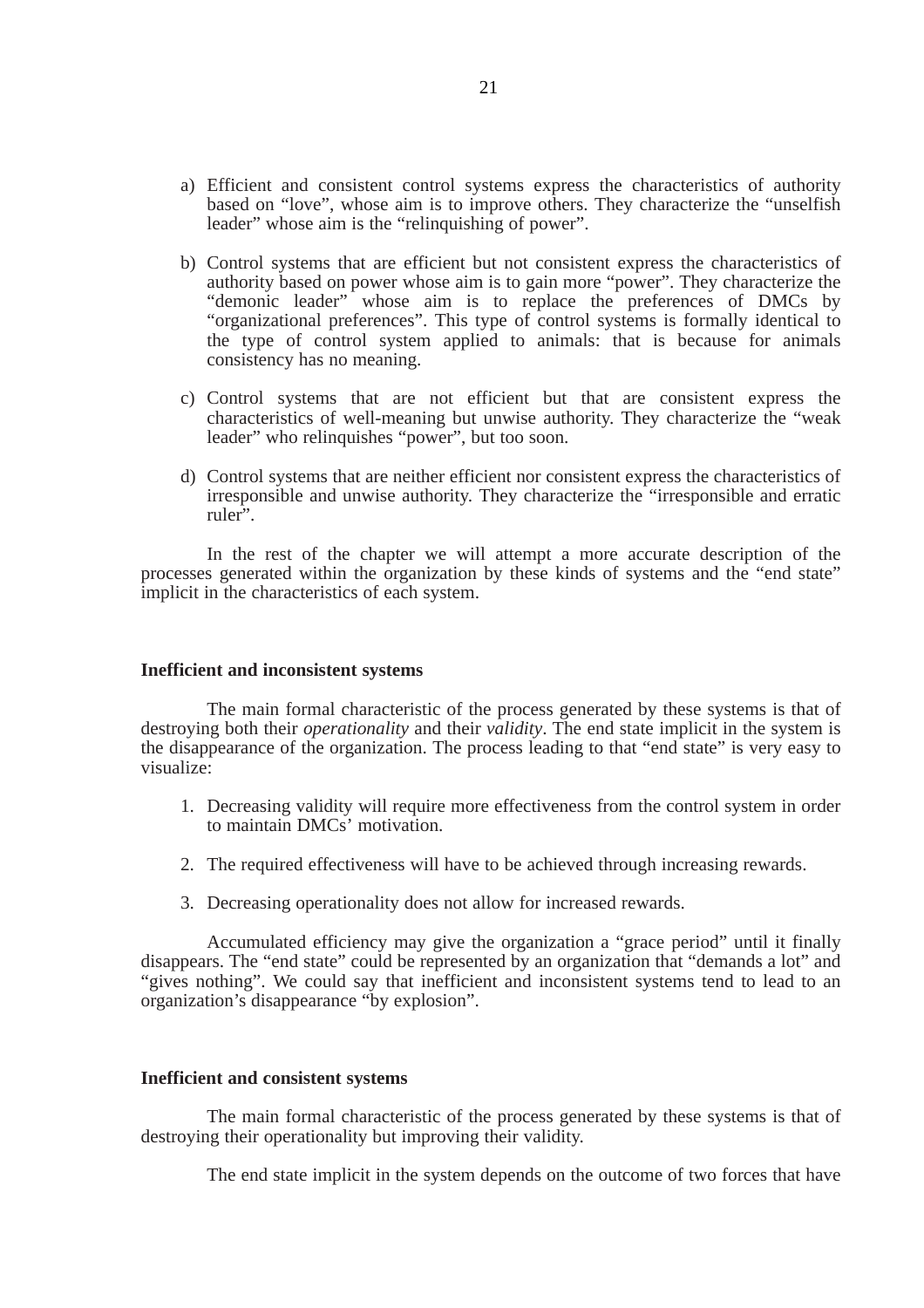a) Efficient and consistent control systems express the characteristics of authority based on “love”, whose aim is to improve others. They characterize the “unselfish leader” whose aim is the “relinquishing of power”.

b) Control systems that are efficient but not consistent express the characteristics of authority based on power whose aim is to gain more “power”. They characterize the “demonic leader” whose aim is to replace the preferences of DMCs by “organizational preferences”. This type of control systems is formally identical to the type of control system applied to animals: that is because for animals consistency has no meaning.

c) Control systems that are not efficient but that are consistent express the characteristics of well-meaning but unwise authority. They characterize the “weak leader” who relinquishes “power”, but too soon.

d) Control systems that are neither efficient nor consistent express the characteristics of irresponsible and unwise authority. They characterize the “irresponsible and erratic ruler”.

In the rest of the chapter we will attempt a more accurate description of the processes generated within the organization by these kinds of systems and the “end state” implicit in the characteristics of each system.

**Inefficient and inconsistent systems**

The main formal characteristic of the process generated by these systems is that of destroying both their *operationality* and their *validity*. The end state implicit in the system is the disappearance of the organization. The process leading to that “end state” is very easy to visualize:

1. Decreasing validity will require more effectiveness from the control system in order to maintain DMCs’ motivation.

2. The required effectiveness will have to be achieved through increasing rewards.

3. Decreasing operationality does not allow for increased rewards.

Accumulated efficiency may give the organization a “grace period” until it finally disappears. The “end state” could be represented by an organization that “demands a lot” and “gives nothing”. We could say that inefficient and inconsistent systems tend to lead to an organization’s disappearance “by explosion”.

**Inefficient and consistent systems**

The main formal characteristic of the process generated by these systems is that of destroying their operationality but improving their validity.

The end state implicit in the system depends on the outcome of two forces that have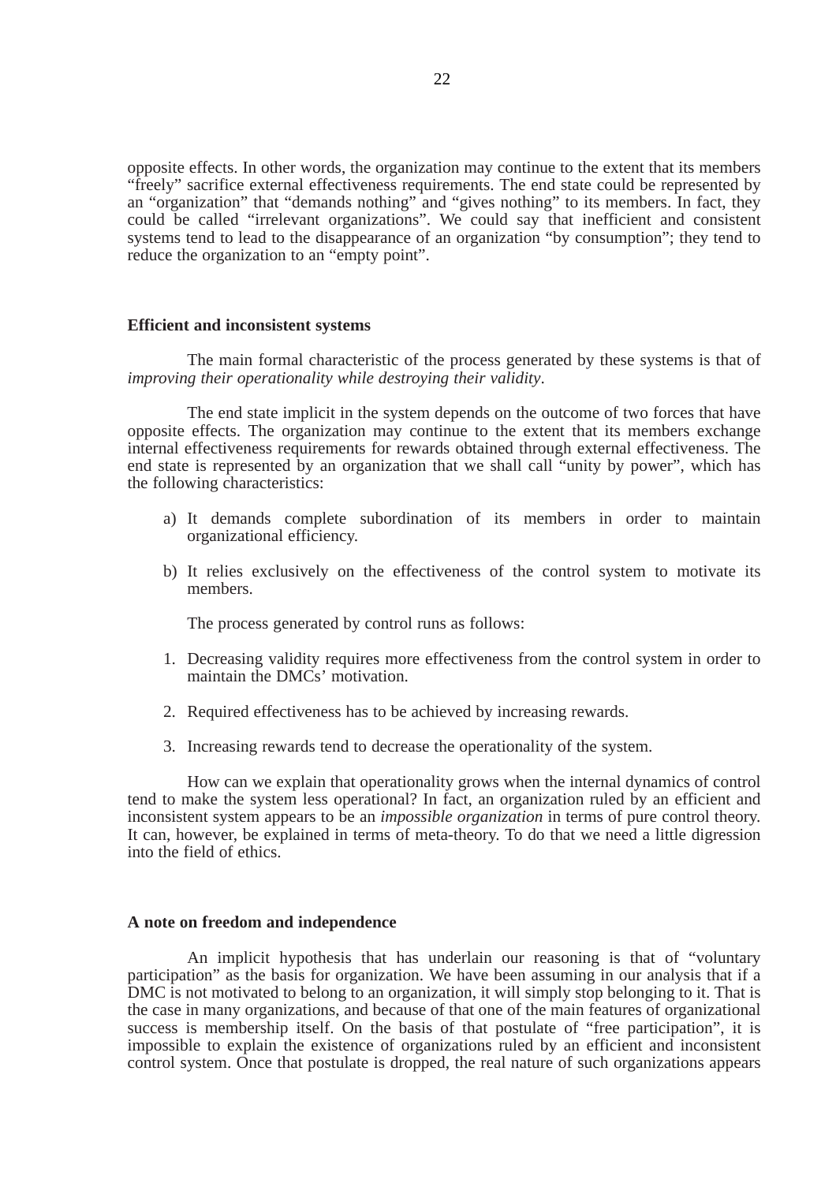opposite effects. In other words, the organization may continue to the extent that its members "freely" sacrifice external effectiveness requirements. The end state could be represented by an "organization" that "demands nothing" and "gives nothing" to its members. In fact, they could be called "irrelevant organizations". We could say that inefficient and consistent systems tend to lead to the disappearance of an organization "by consumption"; they tend to reduce the organization to an "empty point".

### Efficient and inconsistent systems

The main formal characteristic of the process generated by these systems is that of *improving their operationality while destroying their validity*.

The end state implicit in the system depends on the outcome of two forces that have opposite effects. The organization may continue to the extent that its members exchange internal effectiveness requirements for rewards obtained through external effectiveness. The end state is represented by an organization that we shall call "unity by power", which has the following characteristics:

a) It demands complete subordination of its members in order to maintain organizational efficiency.

b) It relies exclusively on the effectiveness of the control system to motivate its members.

   The process generated by control runs as follows:

1. Decreasing validity requires more effectiveness from the control system in order to maintain the DMCs' motivation.

2. Required effectiveness has to be achieved by increasing rewards.

3. Increasing rewards tend to decrease the operationality of the system.

How can we explain that operationality grows when the internal dynamics of control tend to make the system less operational? In fact, an organization ruled by an efficient and inconsistent system appears to be an *impossible organization* in terms of pure control theory. It can, however, be explained in terms of meta-theory. To do that we need a little digression into the field of ethics.

### A note on freedom and independence

An implicit hypothesis that has underlain our reasoning is that of "voluntary participation" as the basis for organization. We have been assuming in our analysis that if a DMC is not motivated to belong to an organization, it will simply stop belonging to it. That is the case in many organizations, and because of that one of the main features of organizational success is membership itself. On the basis of that postulate of "free participation", it is impossible to explain the existence of organizations ruled by an efficient and inconsistent control system. Once that postulate is dropped, the real nature of such organizations appears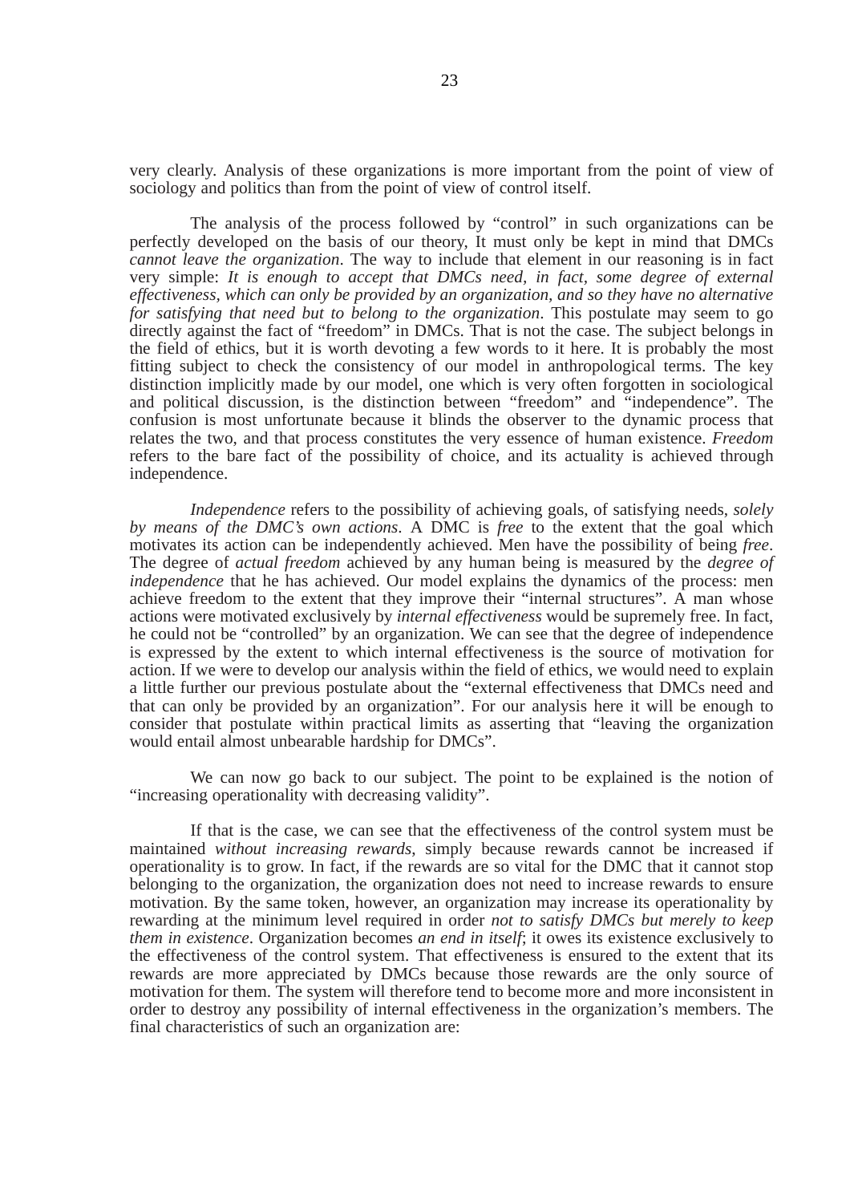very clearly. Analysis of these organizations is more important from the point of view of sociology and politics than from the point of view of control itself.

The analysis of the process followed by "control" in such organizations can be perfectly developed on the basis of our theory, It must only be kept in mind that DMCs *cannot leave the organization*. The way to include that element in our reasoning is in fact very simple: *It is enough to accept that DMCs need, in fact, some degree of external effectiveness, which can only be provided by an organization, and so they have no alternative for satisfying that need but to belong to the organization*. This postulate may seem to go directly against the fact of "freedom" in DMCs. That is not the case. The subject belongs in the field of ethics, but it is worth devoting a few words to it here. It is probably the most fitting subject to check the consistency of our model in anthropological terms. The key distinction implicitly made by our model, one which is very often forgotten in sociological and political discussion, is the distinction between "freedom" and "independence". The confusion is most unfortunate because it blinds the observer to the dynamic process that relates the two, and that process constitutes the very essence of human existence. *Freedom* refers to the bare fact of the possibility of choice, and its actuality is achieved through independence.

*Independence* refers to the possibility of achieving goals, of satisfying needs, *solely by means of the DMC's own actions*. A DMC is *free* to the extent that the goal which motivates its action can be independently achieved. Men have the possibility of being *free*. The degree of *actual freedom* achieved by any human being is measured by the *degree of independence* that he has achieved. Our model explains the dynamics of the process: men achieve freedom to the extent that they improve their "internal structures". A man whose actions were motivated exclusively by *internal effectiveness* would be supremely free. In fact, he could not be "controlled" by an organization. We can see that the degree of independence is expressed by the extent to which internal effectiveness is the source of motivation for action. If we were to develop our analysis within the field of ethics, we would need to explain a little further our previous postulate about the "external effectiveness that DMCs need and that can only be provided by an organization". For our analysis here it will be enough to consider that postulate within practical limits as asserting that "leaving the organization would entail almost unbearable hardship for DMCs".

We can now go back to our subject. The point to be explained is the notion of "increasing operationality with decreasing validity".

If that is the case, we can see that the effectiveness of the control system must be maintained *without increasing rewards*, simply because rewards cannot be increased if operationality is to grow. In fact, if the rewards are so vital for the DMC that it cannot stop belonging to the organization, the organization does not need to increase rewards to ensure motivation. By the same token, however, an organization may increase its operationality by rewarding at the minimum level required in order *not to satisfy DMCs but merely to keep them in existence*. Organization becomes *an end in itself*; it owes its existence exclusively to the effectiveness of the control system. That effectiveness is ensured to the extent that its rewards are more appreciated by DMCs because those rewards are the only source of motivation for them. The system will therefore tend to become more and more inconsistent in order to destroy any possibility of internal effectiveness in the organization's members. The final characteristics of such an organization are: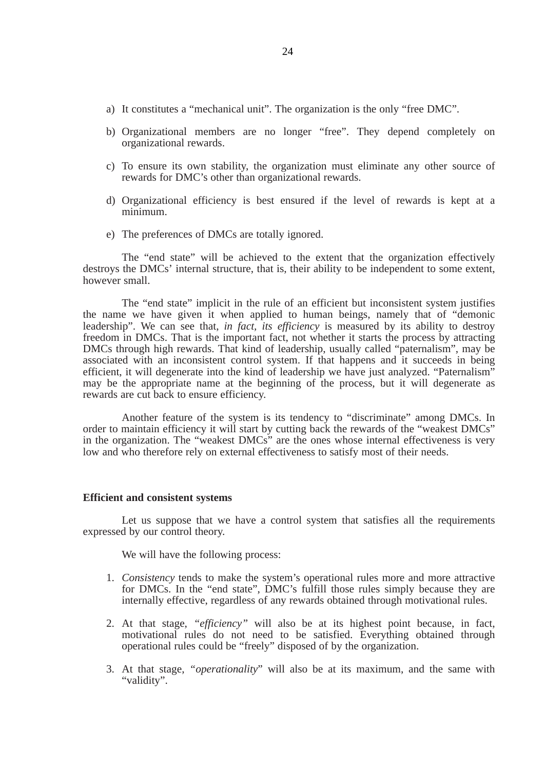a) It constitutes a “mechanical unit”. The organization is the only “free DMC”.

b) Organizational members are no longer “free”. They depend completely on organizational rewards.

c) To ensure its own stability, the organization must eliminate any other source of rewards for DMC’s other than organizational rewards.

d) Organizational efficiency is best ensured if the level of rewards is kept at a minimum.

e) The preferences of DMCs are totally ignored.

The “end state” will be achieved to the extent that the organization effectively destroys the DMCs’ internal structure, that is, their ability to be independent to some extent, however small.

The “end state” implicit in the rule of an efficient but inconsistent system justifies the name we have given it when applied to human beings, namely that of “demonic leadership”. We can see that, *in fact, its efficiency* is measured by its ability to destroy freedom in DMCs. That is the important fact, not whether it starts the process by attracting DMCs through high rewards. That kind of leadership, usually called “paternalism”, may be associated with an inconsistent control system. If that happens and it succeeds in being efficient, it will degenerate into the kind of leadership we have just analyzed. “Paternalism” may be the appropriate name at the beginning of the process, but it will degenerate as rewards are cut back to ensure efficiency.

Another feature of the system is its tendency to “discriminate” among DMCs. In order to maintain efficiency it will start by cutting back the rewards of the “weakest DMCs” in the organization. The “weakest DMCs” are the ones whose internal effectiveness is very low and who therefore rely on external effectiveness to satisfy most of their needs.

**Efficient and consistent systems**

Let us suppose that we have a control system that satisfies all the requirements expressed by our control theory.

We will have the following process:

1. *Consistency* tends to make the system’s operational rules more and more attractive for DMCs. In the “end state”, DMC’s fulfill those rules simply because they are internally effective, regardless of any rewards obtained through motivational rules.

2. At that stage, *“efficiency”* will also be at its highest point because, in fact, motivational rules do not need to be satisfied. Everything obtained through operational rules could be “freely” disposed of by the organization.

3. At that stage, “*operationality*” will also be at its maximum, and the same with “validity”.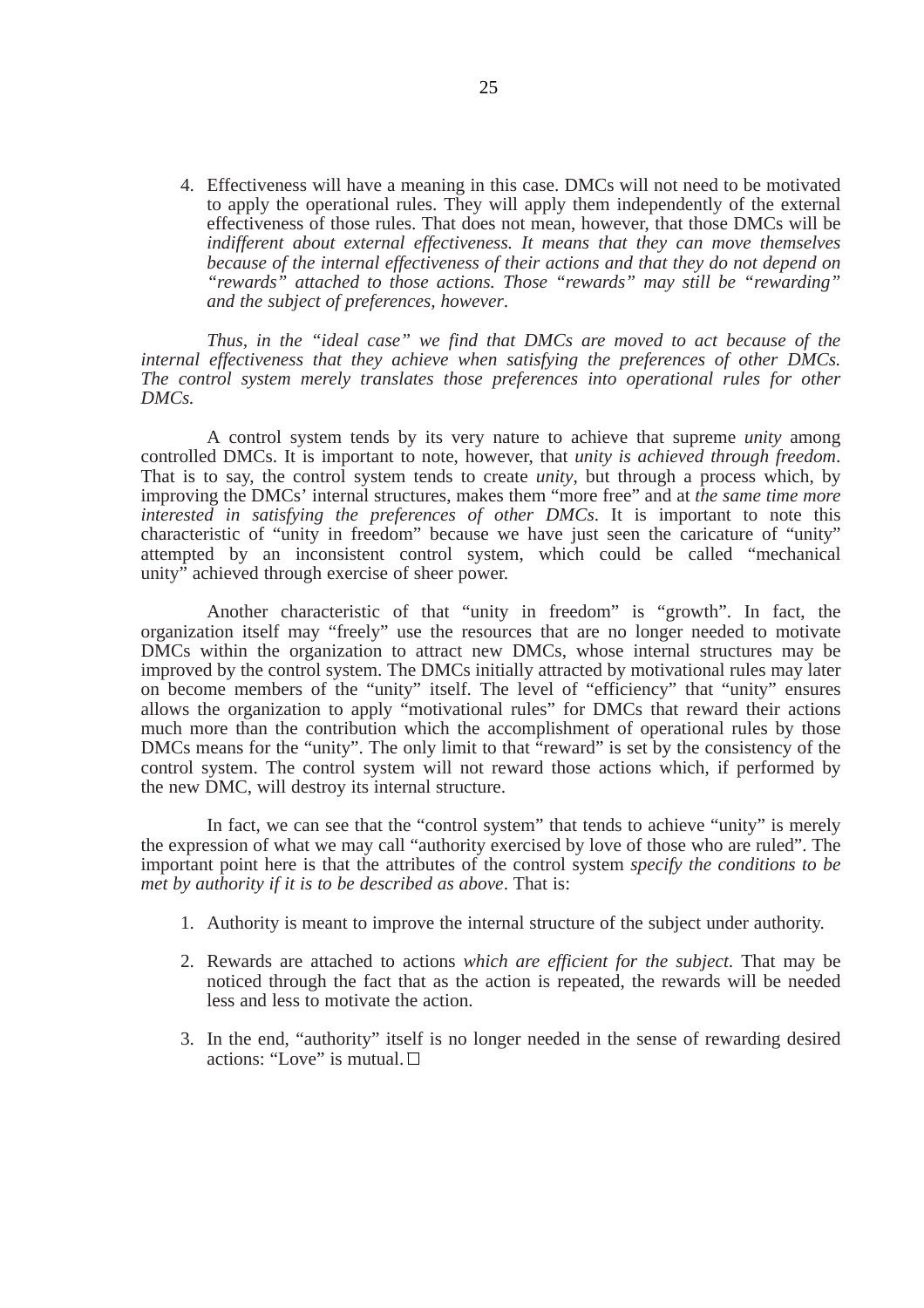4. Effectiveness will have a meaning in this case. DMCs will not need to be motivated to apply the operational rules. They will apply them independently of the external effectiveness of those rules. That does not mean, however, that those DMCs will be *indifferent about external effectiveness. It means that they can move themselves because of the internal effectiveness of their actions and that they do not depend on "rewards" attached to those actions. Those "rewards" may still be "rewarding" and the subject of preferences, however.*

*Thus, in the "ideal case" we find that DMCs are moved to act because of the internal effectiveness that they achieve when satisfying the preferences of other DMCs. The control system merely translates those preferences into operational rules for other DMCs.*

A control system tends by its very nature to achieve that supreme *unity* among controlled DMCs. It is important to note, however, that *unity is achieved through freedom*. That is to say, the control system tends to create *unity*, but through a process which, by improving the DMCs' internal structures, makes them "more free" and at *the same time more interested in satisfying the preferences of other DMCs*. It is important to note this characteristic of "unity in freedom" because we have just seen the caricature of "unity" attempted by an inconsistent control system, which could be called "mechanical unity" achieved through exercise of sheer power.

Another characteristic of that "unity in freedom" is "growth". In fact, the organization itself may "freely" use the resources that are no longer needed to motivate DMCs within the organization to attract new DMCs, whose internal structures may be improved by the control system. The DMCs initially attracted by motivational rules may later on become members of the "unity" itself. The level of "efficiency" that "unity" ensures allows the organization to apply "motivational rules" for DMCs that reward their actions much more than the contribution which the accomplishment of operational rules by those DMCs means for the "unity". The only limit to that "reward" is set by the consistency of the control system. The control system will not reward those actions which, if performed by the new DMC, will destroy its internal structure.

In fact, we can see that the "control system" that tends to achieve "unity" is merely the expression of what we may call "authority exercised by love of those who are ruled". The important point here is that the attributes of the control system *specify the conditions to be met by authority if it is to be described as above*. That is:

1. Authority is meant to improve the internal structure of the subject under authority.

2. Rewards are attached to actions *which are efficient for the subject*. That may be noticed through the fact that as the action is repeated, the rewards will be needed less and less to motivate the action.

3. In the end, "authority" itself is no longer needed in the sense of rewarding desired actions: "Love" is mutual. □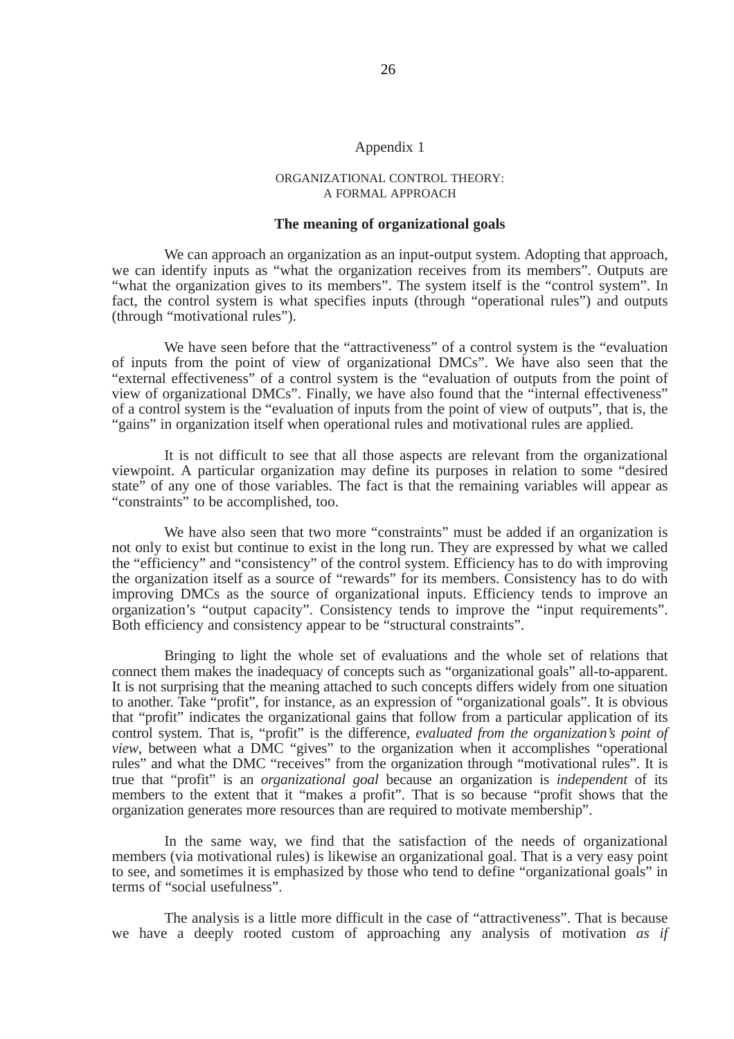# Appendix 1

## ORGANIZATIONAL CONTROL THEORY: A FORMAL APPROACH

### The meaning of organizational goals

We can approach an organization as an input-output system. Adopting that approach, we can identify inputs as "what the organization receives from its members". Outputs are "what the organization gives to its members". The system itself is the "control system". In fact, the control system is what specifies inputs (through "operational rules") and outputs (through "motivational rules").

We have seen before that the "attractiveness" of a control system is the "evaluation of inputs from the point of view of organizational DMCs". We have also seen that the "external effectiveness" of a control system is the "evaluation of outputs from the point of view of organizational DMCs". Finally, we have also found that the "internal effectiveness" of a control system is the "evaluation of inputs from the point of view of outputs", that is, the "gains" in organization itself when operational rules and motivational rules are applied.

It is not difficult to see that all those aspects are relevant from the organizational viewpoint. A particular organization may define its purposes in relation to some "desired state" of any one of those variables. The fact is that the remaining variables will appear as "constraints" to be accomplished, too.

We have also seen that two more "constraints" must be added if an organization is not only to exist but continue to exist in the long run. They are expressed by what we called the "efficiency" and "consistency" of the control system. Efficiency has to do with improving the organization itself as a source of "rewards" for its members. Consistency has to do with improving DMCs as the source of organizational inputs. Efficiency tends to improve an organization's "output capacity". Consistency tends to improve the "input requirements". Both efficiency and consistency appear to be "structural constraints".

Bringing to light the whole set of evaluations and the whole set of relations that connect them makes the inadequacy of concepts such as "organizational goals" all-to-apparent. It is not surprising that the meaning attached to such concepts differs widely from one situation to another. Take "profit", for instance, as an expression of "organizational goals". It is obvious that "profit" indicates the organizational gains that follow from a particular application of its control system. That is, "profit" is the difference, *evaluated from the organization's point of view*, between what a DMC "gives" to the organization when it accomplishes "operational rules" and what the DMC "receives" from the organization through "motivational rules". It is true that "profit" is an *organizational goal* because an organization is *independent* of its members to the extent that it "makes a profit". That is so because "profit shows that the organization generates more resources than are required to motivate membership".

In the same way, we find that the satisfaction of the needs of organizational members (via motivational rules) is likewise an organizational goal. That is a very easy point to see, and sometimes it is emphasized by those who tend to define "organizational goals" in terms of "social usefulness".

The analysis is a little more difficult in the case of "attractiveness". That is because we have a deeply rooted custom of approaching any analysis of motivation *as if*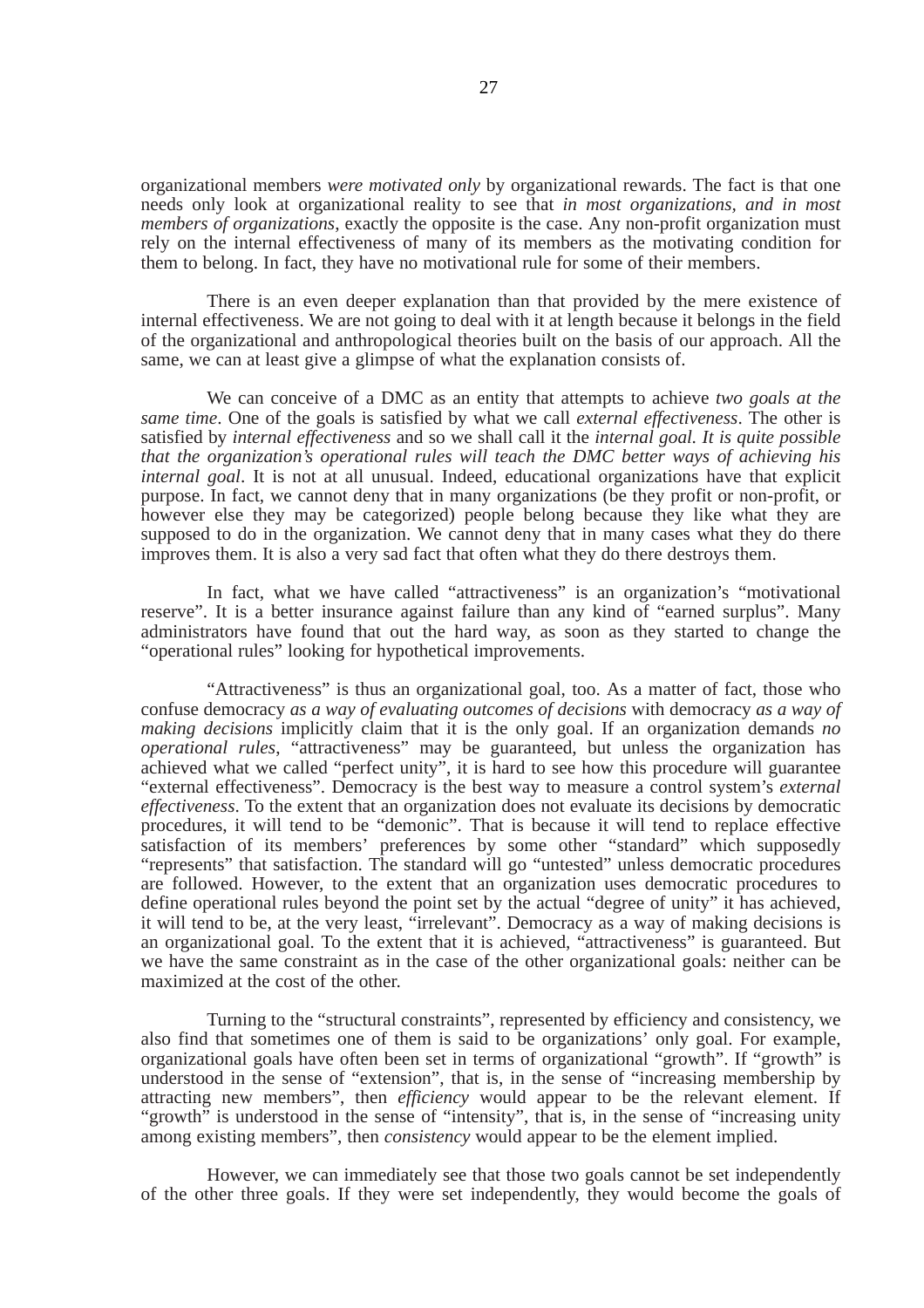organizational members *were motivated only* by organizational rewards. The fact is that one needs only look at organizational reality to see that *in most organizations, and in most members of organizations*, exactly the opposite is the case. Any non-profit organization must rely on the internal effectiveness of many of its members as the motivating condition for them to belong. In fact, they have no motivational rule for some of their members.

There is an even deeper explanation than that provided by the mere existence of internal effectiveness. We are not going to deal with it at length because it belongs in the field of the organizational and anthropological theories built on the basis of our approach. All the same, we can at least give a glimpse of what the explanation consists of.

We can conceive of a DMC as an entity that attempts to achieve *two goals at the same time*. One of the goals is satisfied by what we call *external effectiveness*. The other is satisfied by *internal effectiveness* and so we shall call it the *internal goal. It is quite possible that the organization's operational rules will teach the DMC better ways of achieving his internal goal*. It is not at all unusual. Indeed, educational organizations have that explicit purpose. In fact, we cannot deny that in many organizations (be they profit or non-profit, or however else they may be categorized) people belong because they like what they are supposed to do in the organization. We cannot deny that in many cases what they do there improves them. It is also a very sad fact that often what they do there destroys them.

In fact, what we have called "attractiveness" is an organization's "motivational reserve". It is a better insurance against failure than any kind of "earned surplus". Many administrators have found that out the hard way, as soon as they started to change the "operational rules" looking for hypothetical improvements.

"Attractiveness" is thus an organizational goal, too. As a matter of fact, those who confuse democracy *as a way of evaluating outcomes of decisions* with democracy *as a way of making decisions* implicitly claim that it is the only goal. If an organization demands *no operational rules*, "attractiveness" may be guaranteed, but unless the organization has achieved what we called "perfect unity", it is hard to see how this procedure will guarantee "external effectiveness". Democracy is the best way to measure a control system's *external effectiveness*. To the extent that an organization does not evaluate its decisions by democratic procedures, it will tend to be "demonic". That is because it will tend to replace effective satisfaction of its members' preferences by some other "standard" which supposedly "represents" that satisfaction. The standard will go "untested" unless democratic procedures are followed. However, to the extent that an organization uses democratic procedures to define operational rules beyond the point set by the actual "degree of unity" it has achieved, it will tend to be, at the very least, "irrelevant". Democracy as a way of making decisions is an organizational goal. To the extent that it is achieved, "attractiveness" is guaranteed. But we have the same constraint as in the case of the other organizational goals: neither can be maximized at the cost of the other.

Turning to the "structural constraints", represented by efficiency and consistency, we also find that sometimes one of them is said to be organizations' only goal. For example, organizational goals have often been set in terms of organizational "growth". If "growth" is understood in the sense of "extension", that is, in the sense of "increasing membership by attracting new members", then *efficiency* would appear to be the relevant element. If "growth" is understood in the sense of "intensity", that is, in the sense of "increasing unity among existing members", then *consistency* would appear to be the element implied.

However, we can immediately see that those two goals cannot be set independently of the other three goals. If they were set independently, they would become the goals of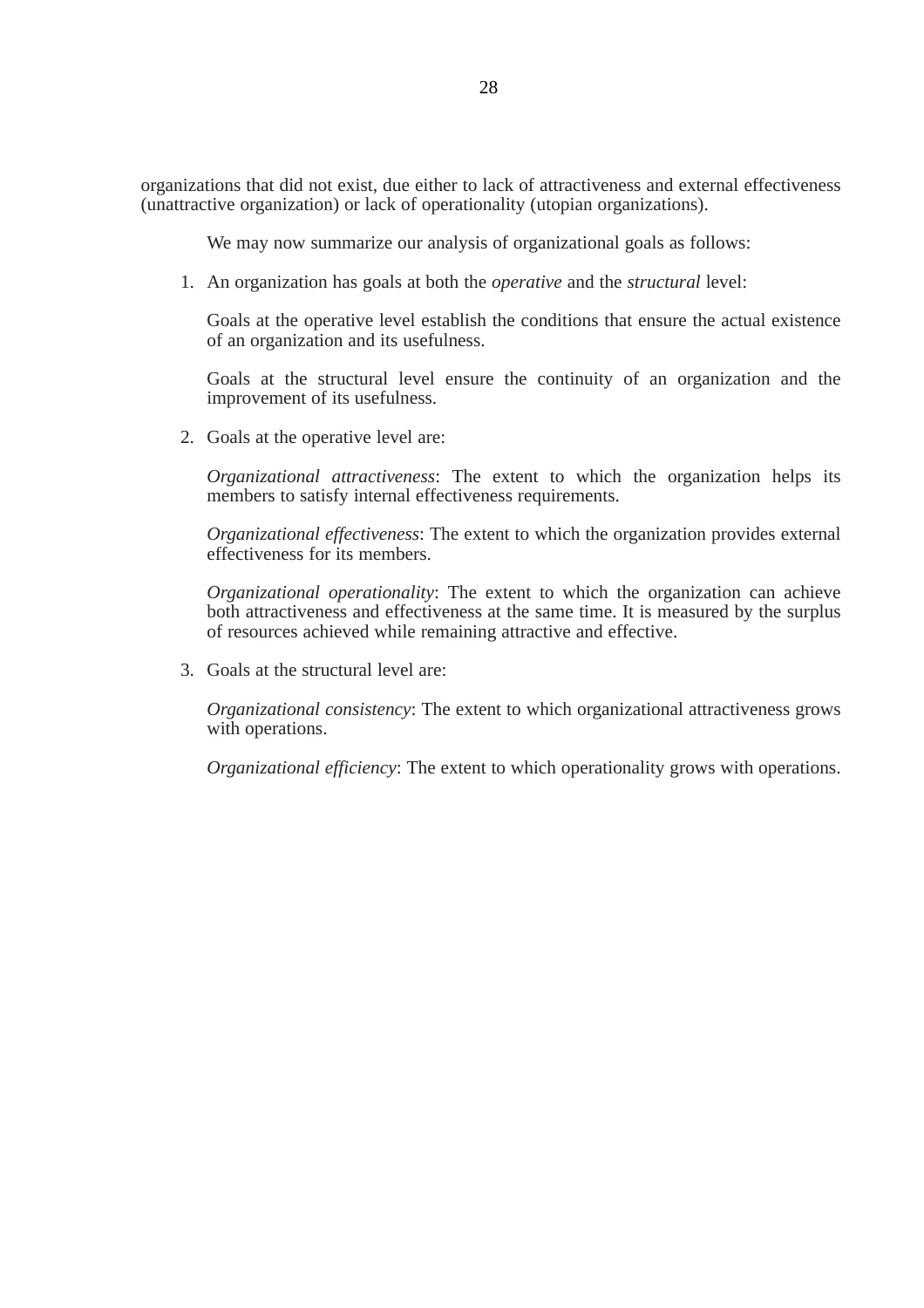organizations that did not exist, due either to lack of attractiveness and external effectiveness (unattractive organization) or lack of operationality (utopian organizations).

We may now summarize our analysis of organizational goals as follows:

1. An organization has goals at both the *operative* and the *structural* level:

   Goals at the operative level establish the conditions that ensure the actual existence of an organization and its usefulness.

   Goals at the structural level ensure the continuity of an organization and the improvement of its usefulness.

2. Goals at the operative level are:

   *Organizational attractiveness*: The extent to which the organization helps its members to satisfy internal effectiveness requirements.

   *Organizational effectiveness*: The extent to which the organization provides external effectiveness for its members.

   *Organizational operationality*: The extent to which the organization can achieve both attractiveness and effectiveness at the same time. It is measured by the surplus of resources achieved while remaining attractive and effective.

3. Goals at the structural level are:

   *Organizational consistency*: The extent to which organizational attractiveness grows with operations.

   *Organizational efficiency*: The extent to which operationality grows with operations.